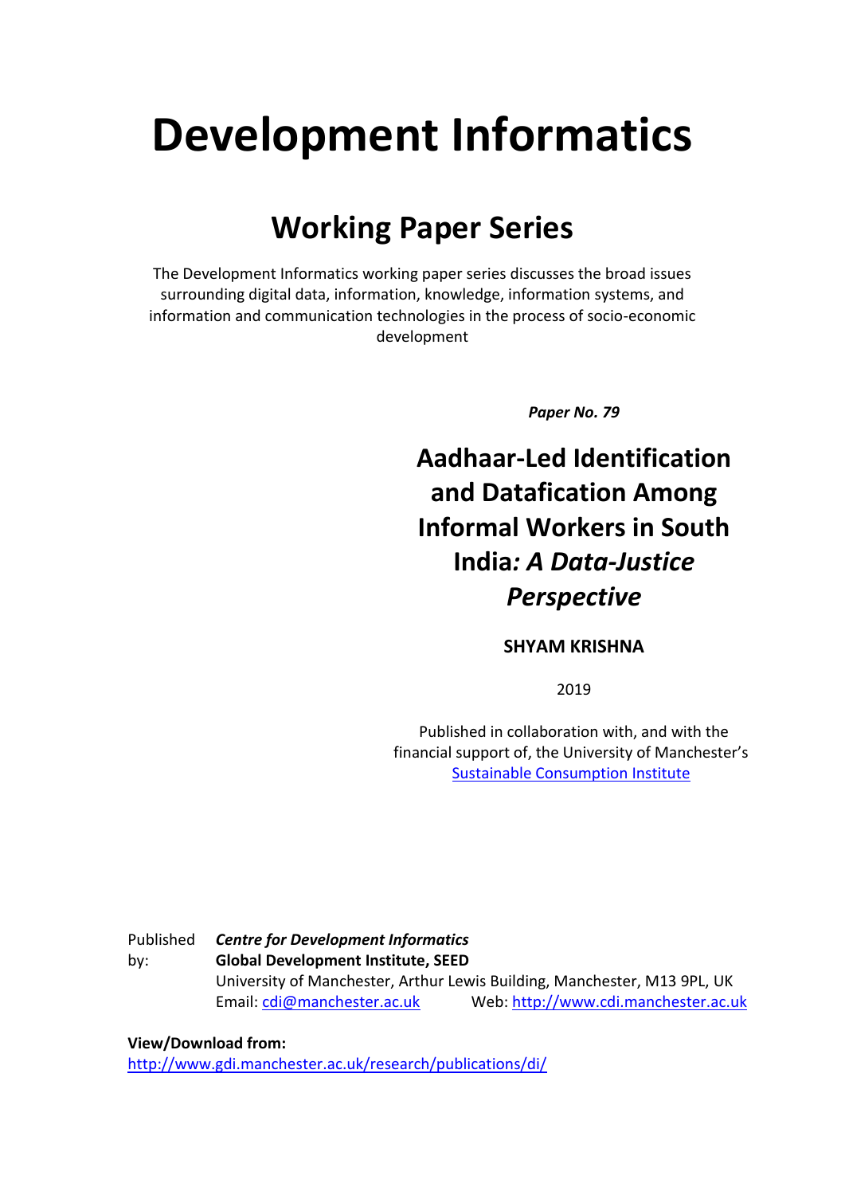# Development Informatics

## Working Paper Series

The Development Informatics working paper series discusses the broad issues surrounding digital data, information, knowledge, information systems, and information and communication technologies in the process of socio-economic development

***Paper No. 79***

## Aadhaar-Led Identification and Datafication Among Informal Workers in South India*: A Data-Justice Perspective*

**SHYAM KRISHNA**

2019

Published in collaboration with, and with the financial support of, the University of Manchester's [Sustainable Consumption Institute](#)

Published by: ***Centre for Development Informatics***
**Global Development Institute, SEED**
University of Manchester, Arthur Lewis Building, Manchester, M13 9PL, UK
Email: [cdi@manchester.ac.uk](mailto:cdi@manchester.ac.uk) Web: [http://www.cdi.manchester.ac.uk](http://www.cdi.manchester.ac.uk)

**View/Download from:**
[http://www.gdi.manchester.ac.uk/research/publications/di/](http://www.gdi.manchester.ac.uk/research/publications/di/)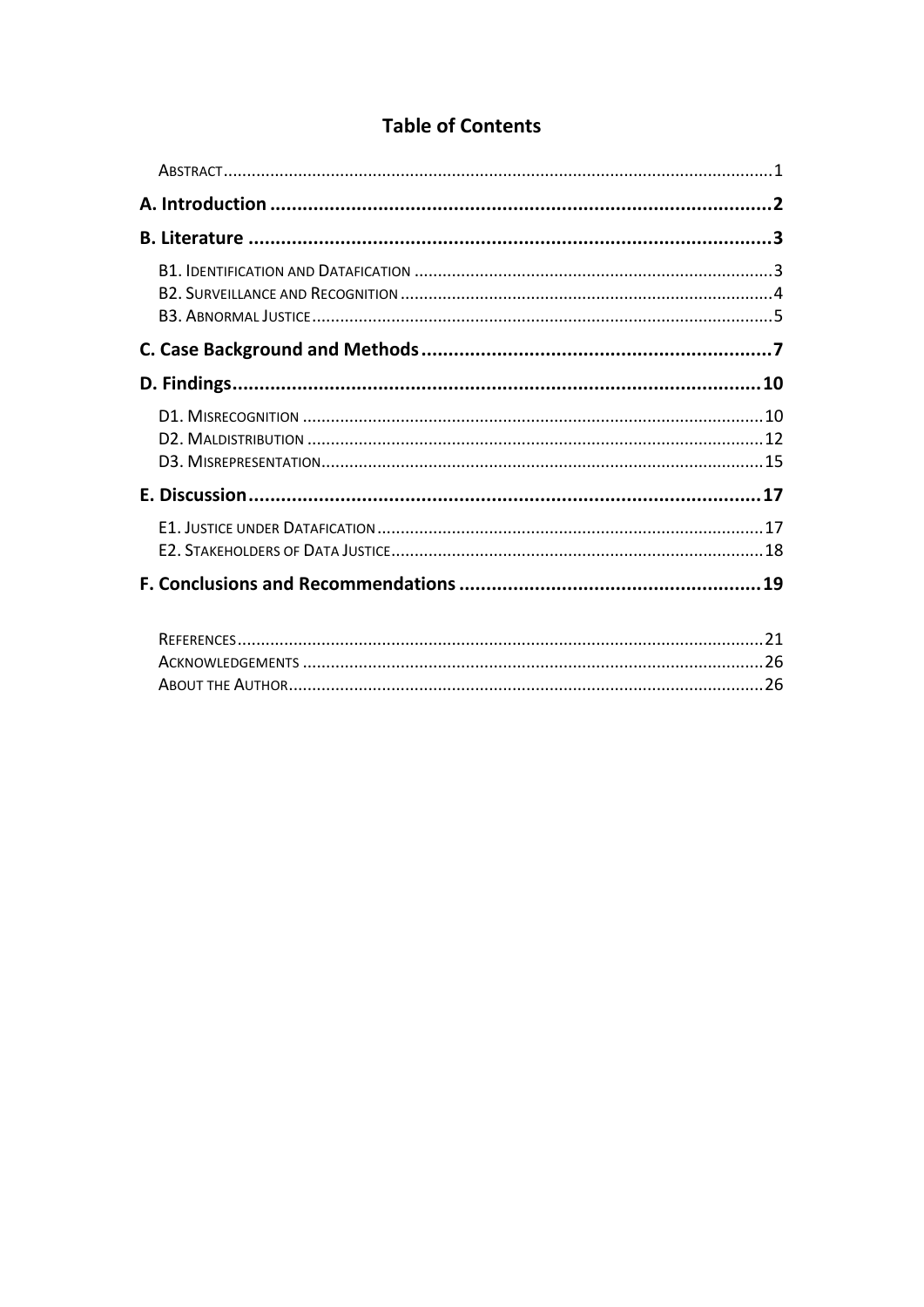# Table of Contents

Abstract ........ 1

**A. Introduction ........ 2**

**B. Literature ........ 3**

- B1. Identification and Datafication ........ 3
- B2. Surveillance and Recognition ........ 4
- B3. Abnormal Justice ........ 5

**C. Case Background and Methods ........ 7**

**D. Findings ........ 10**

- D1. Misrecognition ........ 10
- D2. Maldistribution ........ 12
- D3. Misrepresentation ........ 15

**E. Discussion ........ 17**

- E1. Justice under Datafication ........ 17
- E2. Stakeholders of Data Justice ........ 18

**F. Conclusions and Recommendations ........ 19**

References ........ 21

Acknowledgements ........ 26

About the Author ........ 26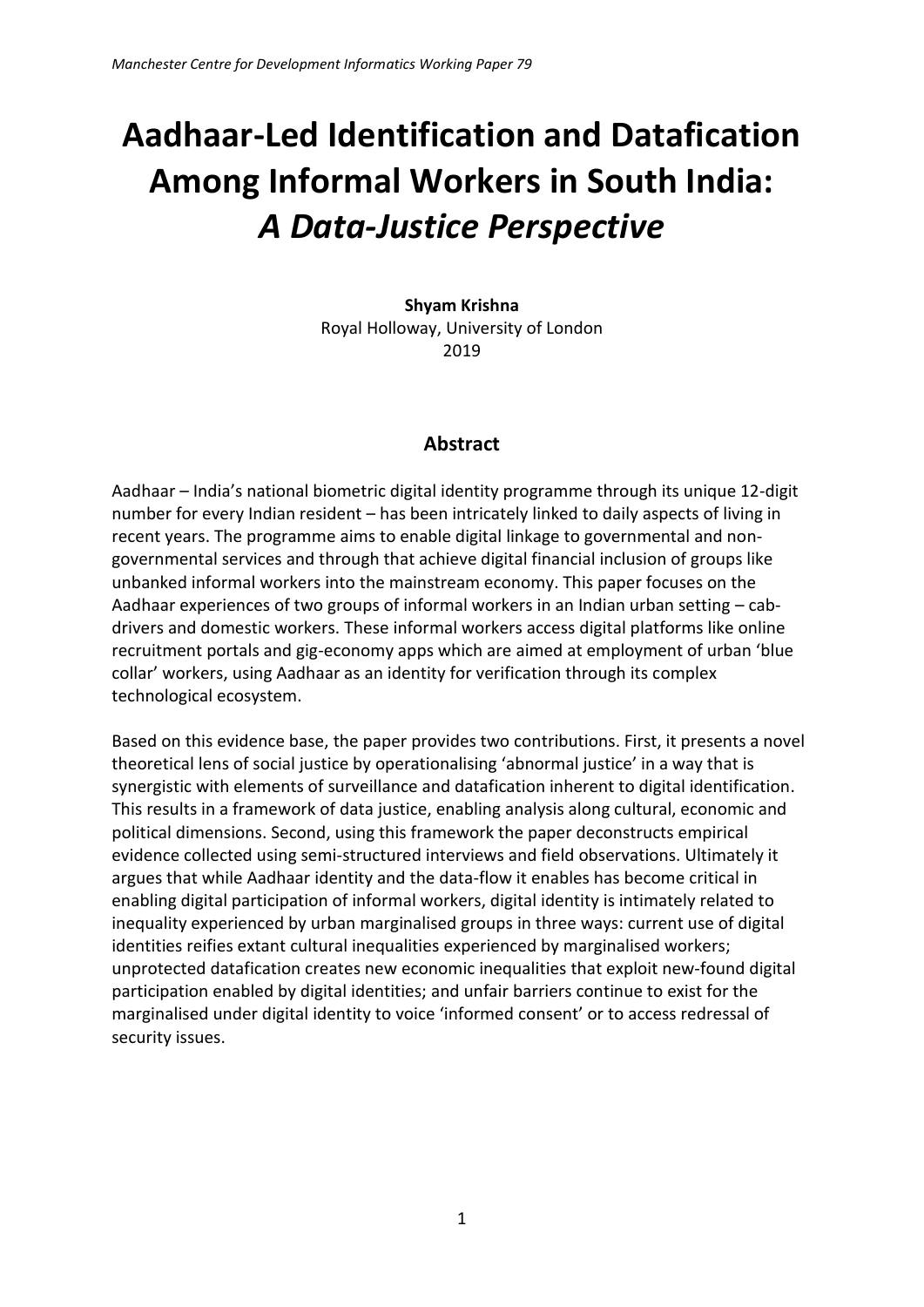# Aadhaar-Led Identification and Datafication Among Informal Workers in South India: *A Data-Justice Perspective*

**Shyam Krishna**
Royal Holloway, University of London
2019

## Abstract

Aadhaar – India's national biometric digital identity programme through its unique 12-digit number for every Indian resident – has been intricately linked to daily aspects of living in recent years. The programme aims to enable digital linkage to governmental and non-governmental services and through that achieve digital financial inclusion of groups like unbanked informal workers into the mainstream economy. This paper focuses on the Aadhaar experiences of two groups of informal workers in an Indian urban setting – cab-drivers and domestic workers. These informal workers access digital platforms like online recruitment portals and gig-economy apps which are aimed at employment of urban 'blue collar' workers, using Aadhaar as an identity for verification through its complex technological ecosystem.

Based on this evidence base, the paper provides two contributions. First, it presents a novel theoretical lens of social justice by operationalising 'abnormal justice' in a way that is synergistic with elements of surveillance and datafication inherent to digital identification. This results in a framework of data justice, enabling analysis along cultural, economic and political dimensions. Second, using this framework the paper deconstructs empirical evidence collected using semi-structured interviews and field observations. Ultimately it argues that while Aadhaar identity and the data-flow it enables has become critical in enabling digital participation of informal workers, digital identity is intimately related to inequality experienced by urban marginalised groups in three ways: current use of digital identities reifies extant cultural inequalities experienced by marginalised workers; unprotected datafication creates new economic inequalities that exploit new-found digital participation enabled by digital identities; and unfair barriers continue to exist for the marginalised under digital identity to voice 'informed consent' or to access redressal of security issues.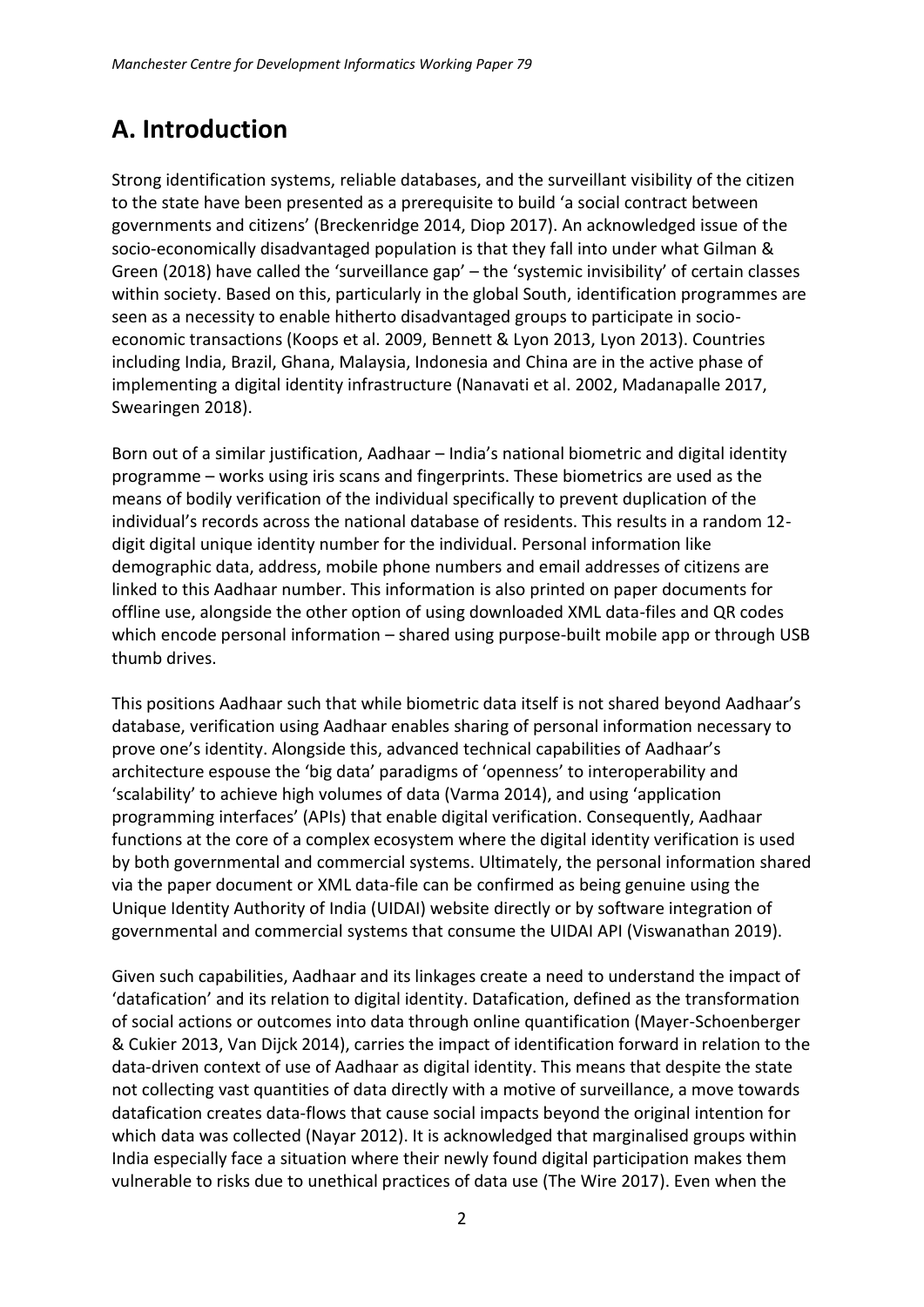# A. Introduction

Strong identification systems, reliable databases, and the surveillant visibility of the citizen to the state have been presented as a prerequisite to build 'a social contract between governments and citizens' (Breckenridge 2014, Diop 2017). An acknowledged issue of the socio-economically disadvantaged population is that they fall into under what Gilman & Green (2018) have called the 'surveillance gap' – the 'systemic invisibility' of certain classes within society. Based on this, particularly in the global South, identification programmes are seen as a necessity to enable hitherto disadvantaged groups to participate in socio-economic transactions (Koops et al. 2009, Bennett & Lyon 2013, Lyon 2013). Countries including India, Brazil, Ghana, Malaysia, Indonesia and China are in the active phase of implementing a digital identity infrastructure (Nanavati et al. 2002, Madanapalle 2017, Swearingen 2018).

Born out of a similar justification, Aadhaar – India's national biometric and digital identity programme – works using iris scans and fingerprints. These biometrics are used as the means of bodily verification of the individual specifically to prevent duplication of the individual's records across the national database of residents. This results in a random 12-digit digital unique identity number for the individual. Personal information like demographic data, address, mobile phone numbers and email addresses of citizens are linked to this Aadhaar number. This information is also printed on paper documents for offline use, alongside the other option of using downloaded XML data-files and QR codes which encode personal information – shared using purpose-built mobile app or through USB thumb drives.

This positions Aadhaar such that while biometric data itself is not shared beyond Aadhaar's database, verification using Aadhaar enables sharing of personal information necessary to prove one's identity. Alongside this, advanced technical capabilities of Aadhaar's architecture espouse the 'big data' paradigms of 'openness' to interoperability and 'scalability' to achieve high volumes of data (Varma 2014), and using 'application programming interfaces' (APIs) that enable digital verification. Consequently, Aadhaar functions at the core of a complex ecosystem where the digital identity verification is used by both governmental and commercial systems. Ultimately, the personal information shared via the paper document or XML data-file can be confirmed as being genuine using the Unique Identity Authority of India (UIDAI) website directly or by software integration of governmental and commercial systems that consume the UIDAI API (Viswanathan 2019).

Given such capabilities, Aadhaar and its linkages create a need to understand the impact of 'datafication' and its relation to digital identity. Datafication, defined as the transformation of social actions or outcomes into data through online quantification (Mayer-Schoenberger & Cukier 2013, Van Dijck 2014), carries the impact of identification forward in relation to the data-driven context of use of Aadhaar as digital identity. This means that despite the state not collecting vast quantities of data directly with a motive of surveillance, a move towards datafication creates data-flows that cause social impacts beyond the original intention for which data was collected (Nayar 2012). It is acknowledged that marginalised groups within India especially face a situation where their newly found digital participation makes them vulnerable to risks due to unethical practices of data use (The Wire 2017). Even when the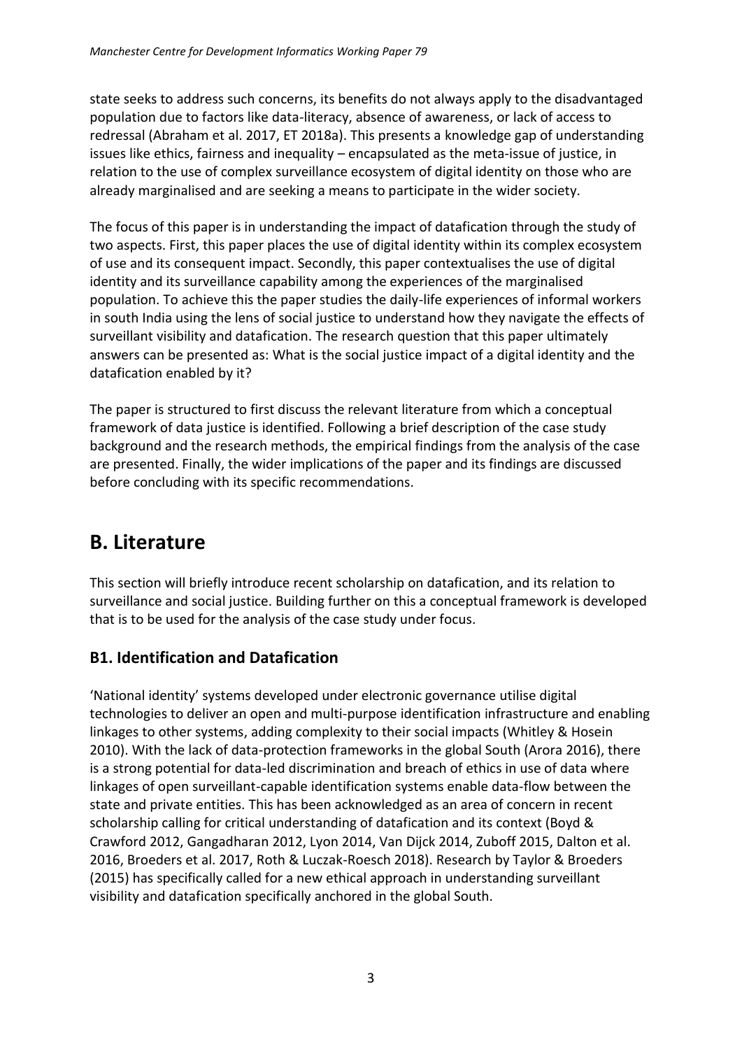state seeks to address such concerns, its benefits do not always apply to the disadvantaged population due to factors like data-literacy, absence of awareness, or lack of access to redressal (Abraham et al. 2017, ET 2018a). This presents a knowledge gap of understanding issues like ethics, fairness and inequality – encapsulated as the meta-issue of justice, in relation to the use of complex surveillance ecosystem of digital identity on those who are already marginalised and are seeking a means to participate in the wider society.

The focus of this paper is in understanding the impact of datafication through the study of two aspects. First, this paper places the use of digital identity within its complex ecosystem of use and its consequent impact. Secondly, this paper contextualises the use of digital identity and its surveillance capability among the experiences of the marginalised population. To achieve this the paper studies the daily-life experiences of informal workers in south India using the lens of social justice to understand how they navigate the effects of surveillant visibility and datafication. The research question that this paper ultimately answers can be presented as: What is the social justice impact of a digital identity and the datafication enabled by it?

The paper is structured to first discuss the relevant literature from which a conceptual framework of data justice is identified. Following a brief description of the case study background and the research methods, the empirical findings from the analysis of the case are presented. Finally, the wider implications of the paper and its findings are discussed before concluding with its specific recommendations.

# B. Literature

This section will briefly introduce recent scholarship on datafication, and its relation to surveillance and social justice. Building further on this a conceptual framework is developed that is to be used for the analysis of the case study under focus.

## B1. Identification and Datafication

'National identity' systems developed under electronic governance utilise digital technologies to deliver an open and multi-purpose identification infrastructure and enabling linkages to other systems, adding complexity to their social impacts (Whitley & Hosein 2010). With the lack of data-protection frameworks in the global South (Arora 2016), there is a strong potential for data-led discrimination and breach of ethics in use of data where linkages of open surveillant-capable identification systems enable data-flow between the state and private entities. This has been acknowledged as an area of concern in recent scholarship calling for critical understanding of datafication and its context (Boyd & Crawford 2012, Gangadharan 2012, Lyon 2014, Van Dijck 2014, Zuboff 2015, Dalton et al. 2016, Broeders et al. 2017, Roth & Luczak-Roesch 2018). Research by Taylor & Broeders (2015) has specifically called for a new ethical approach in understanding surveillant visibility and datafication specifically anchored in the global South.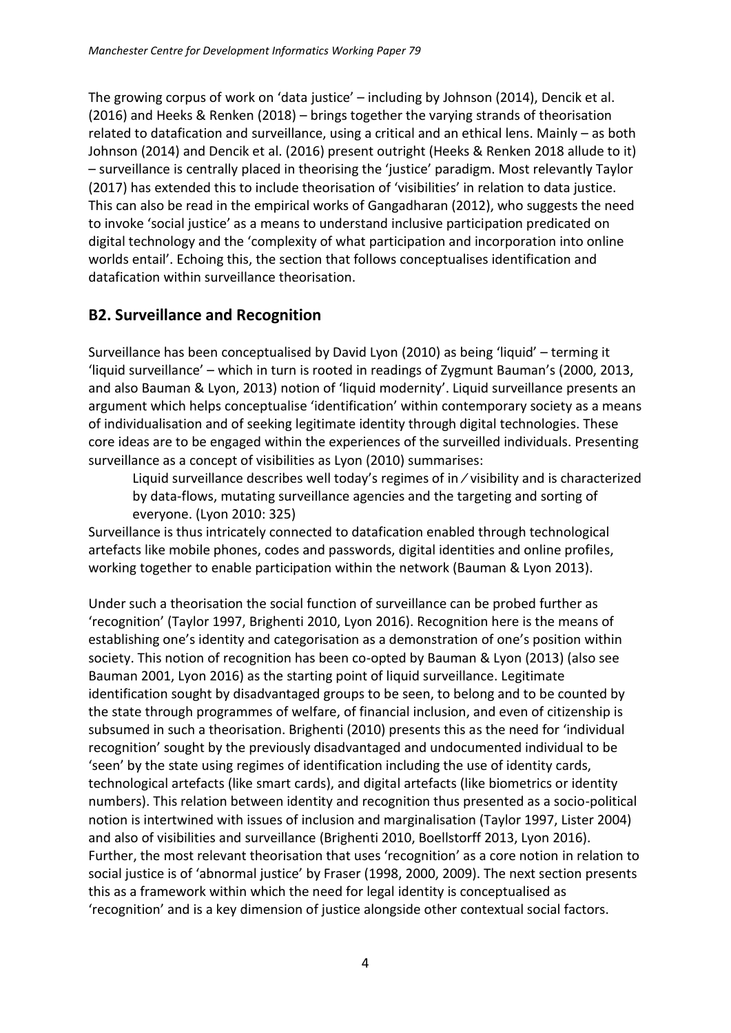The growing corpus of work on 'data justice' – including by Johnson (2014), Dencik et al. (2016) and Heeks & Renken (2018) – brings together the varying strands of theorisation related to datafication and surveillance, using a critical and an ethical lens. Mainly – as both Johnson (2014) and Dencik et al. (2016) present outright (Heeks & Renken 2018 allude to it) – surveillance is centrally placed in theorising the 'justice' paradigm. Most relevantly Taylor (2017) has extended this to include theorisation of 'visibilities' in relation to data justice. This can also be read in the empirical works of Gangadharan (2012), who suggests the need to invoke 'social justice' as a means to understand inclusive participation predicated on digital technology and the 'complexity of what participation and incorporation into online worlds entail'. Echoing this, the section that follows conceptualises identification and datafication within surveillance theorisation.

## B2. Surveillance and Recognition

Surveillance has been conceptualised by David Lyon (2010) as being 'liquid' – terming it 'liquid surveillance' – which in turn is rooted in readings of Zygmunt Bauman's (2000, 2013, and also Bauman & Lyon, 2013) notion of 'liquid modernity'. Liquid surveillance presents an argument which helps conceptualise 'identification' within contemporary society as a means of individualisation and of seeking legitimate identity through digital technologies. These core ideas are to be engaged within the experiences of the surveilled individuals. Presenting surveillance as a concept of visibilities as Lyon (2010) summarises:

> Liquid surveillance describes well today's regimes of in ⁄ visibility and is characterized by data-flows, mutating surveillance agencies and the targeting and sorting of everyone. (Lyon 2010: 325)

Surveillance is thus intricately connected to datafication enabled through technological artefacts like mobile phones, codes and passwords, digital identities and online profiles, working together to enable participation within the network (Bauman & Lyon 2013).

Under such a theorisation the social function of surveillance can be probed further as 'recognition' (Taylor 1997, Brighenti 2010, Lyon 2016). Recognition here is the means of establishing one's identity and categorisation as a demonstration of one's position within society. This notion of recognition has been co-opted by Bauman & Lyon (2013) (also see Bauman 2001, Lyon 2016) as the starting point of liquid surveillance. Legitimate identification sought by disadvantaged groups to be seen, to belong and to be counted by the state through programmes of welfare, of financial inclusion, and even of citizenship is subsumed in such a theorisation. Brighenti (2010) presents this as the need for 'individual recognition' sought by the previously disadvantaged and undocumented individual to be 'seen' by the state using regimes of identification including the use of identity cards, technological artefacts (like smart cards), and digital artefacts (like biometrics or identity numbers). This relation between identity and recognition thus presented as a socio-political notion is intertwined with issues of inclusion and marginalisation (Taylor 1997, Lister 2004) and also of visibilities and surveillance (Brighenti 2010, Boellstorff 2013, Lyon 2016). Further, the most relevant theorisation that uses 'recognition' as a core notion in relation to social justice is of 'abnormal justice' by Fraser (1998, 2000, 2009). The next section presents this as a framework within which the need for legal identity is conceptualised as 'recognition' and is a key dimension of justice alongside other contextual social factors.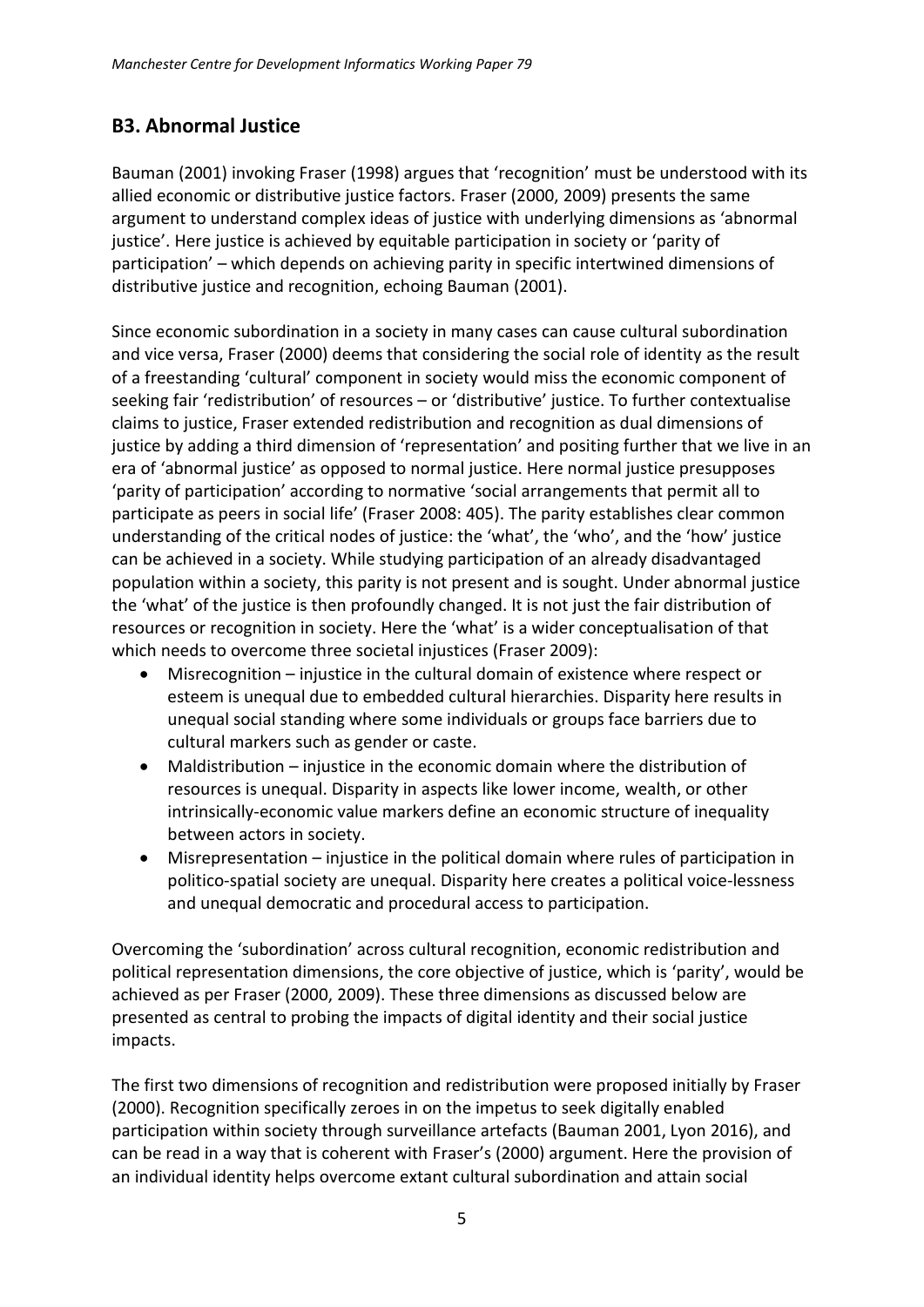## B3. Abnormal Justice

Bauman (2001) invoking Fraser (1998) argues that 'recognition' must be understood with its allied economic or distributive justice factors. Fraser (2000, 2009) presents the same argument to understand complex ideas of justice with underlying dimensions as 'abnormal justice'. Here justice is achieved by equitable participation in society or 'parity of participation' – which depends on achieving parity in specific intertwined dimensions of distributive justice and recognition, echoing Bauman (2001).

Since economic subordination in a society in many cases can cause cultural subordination and vice versa, Fraser (2000) deems that considering the social role of identity as the result of a freestanding 'cultural' component in society would miss the economic component of seeking fair 'redistribution' of resources – or 'distributive' justice. To further contextualise claims to justice, Fraser extended redistribution and recognition as dual dimensions of justice by adding a third dimension of 'representation' and positing further that we live in an era of 'abnormal justice' as opposed to normal justice. Here normal justice presupposes 'parity of participation' according to normative 'social arrangements that permit all to participate as peers in social life' (Fraser 2008: 405). The parity establishes clear common understanding of the critical nodes of justice: the 'what', the 'who', and the 'how' justice can be achieved in a society. While studying participation of an already disadvantaged population within a society, this parity is not present and is sought. Under abnormal justice the 'what' of the justice is then profoundly changed. It is not just the fair distribution of resources or recognition in society. Here the 'what' is a wider conceptualisation of that which needs to overcome three societal injustices (Fraser 2009):

- Misrecognition – injustice in the cultural domain of existence where respect or esteem is unequal due to embedded cultural hierarchies. Disparity here results in unequal social standing where some individuals or groups face barriers due to cultural markers such as gender or caste.
- Maldistribution – injustice in the economic domain where the distribution of resources is unequal. Disparity in aspects like lower income, wealth, or other intrinsically-economic value markers define an economic structure of inequality between actors in society.
- Misrepresentation – injustice in the political domain where rules of participation in politico-spatial society are unequal. Disparity here creates a political voice-lessness and unequal democratic and procedural access to participation.

Overcoming the 'subordination' across cultural recognition, economic redistribution and political representation dimensions, the core objective of justice, which is 'parity', would be achieved as per Fraser (2000, 2009). These three dimensions as discussed below are presented as central to probing the impacts of digital identity and their social justice impacts.

The first two dimensions of recognition and redistribution were proposed initially by Fraser (2000). Recognition specifically zeroes in on the impetus to seek digitally enabled participation within society through surveillance artefacts (Bauman 2001, Lyon 2016), and can be read in a way that is coherent with Fraser's (2000) argument. Here the provision of an individual identity helps overcome extant cultural subordination and attain social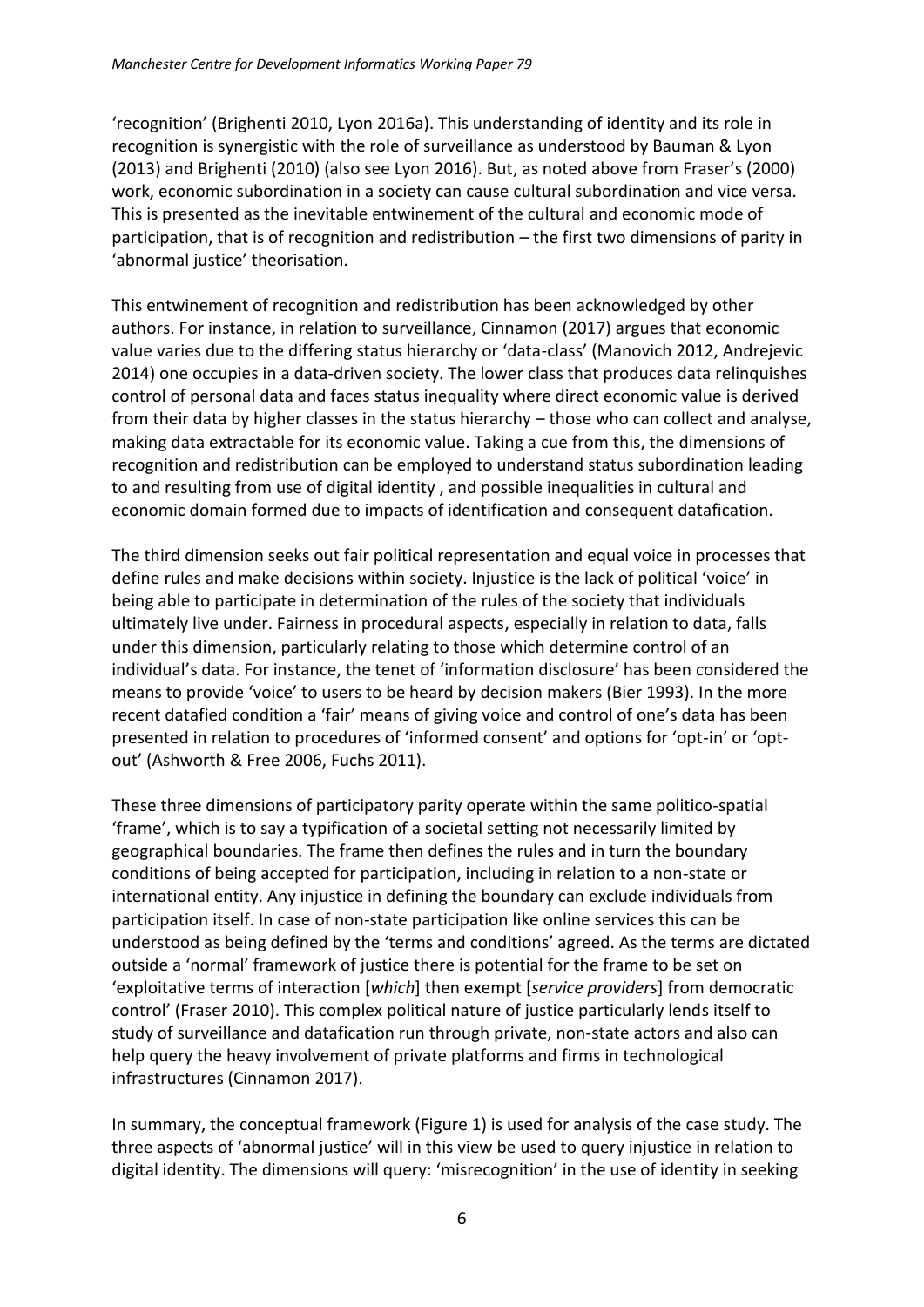'recognition' (Brighenti 2010, Lyon 2016a). This understanding of identity and its role in recognition is synergistic with the role of surveillance as understood by Bauman & Lyon (2013) and Brighenti (2010) (also see Lyon 2016). But, as noted above from Fraser's (2000) work, economic subordination in a society can cause cultural subordination and vice versa. This is presented as the inevitable entwinement of the cultural and economic mode of participation, that is of recognition and redistribution – the first two dimensions of parity in 'abnormal justice' theorisation.

This entwinement of recognition and redistribution has been acknowledged by other authors. For instance, in relation to surveillance, Cinnamon (2017) argues that economic value varies due to the differing status hierarchy or 'data-class' (Manovich 2012, Andrejevic 2014) one occupies in a data-driven society. The lower class that produces data relinquishes control of personal data and faces status inequality where direct economic value is derived from their data by higher classes in the status hierarchy – those who can collect and analyse, making data extractable for its economic value. Taking a cue from this, the dimensions of recognition and redistribution can be employed to understand status subordination leading to and resulting from use of digital identity , and possible inequalities in cultural and economic domain formed due to impacts of identification and consequent datafication.

The third dimension seeks out fair political representation and equal voice in processes that define rules and make decisions within society. Injustice is the lack of political 'voice' in being able to participate in determination of the rules of the society that individuals ultimately live under. Fairness in procedural aspects, especially in relation to data, falls under this dimension, particularly relating to those which determine control of an individual's data. For instance, the tenet of 'information disclosure' has been considered the means to provide 'voice' to users to be heard by decision makers (Bier 1993). In the more recent datafied condition a 'fair' means of giving voice and control of one's data has been presented in relation to procedures of 'informed consent' and options for 'opt-in' or 'opt-out' (Ashworth & Free 2006, Fuchs 2011).

These three dimensions of participatory parity operate within the same politico-spatial 'frame', which is to say a typification of a societal setting not necessarily limited by geographical boundaries. The frame then defines the rules and in turn the boundary conditions of being accepted for participation, including in relation to a non-state or international entity. Any injustice in defining the boundary can exclude individuals from participation itself. In case of non-state participation like online services this can be understood as being defined by the 'terms and conditions' agreed. As the terms are dictated outside a 'normal' framework of justice there is potential for the frame to be set on 'exploitative terms of interaction [*which*] then exempt [*service providers*] from democratic control' (Fraser 2010). This complex political nature of justice particularly lends itself to study of surveillance and datafication run through private, non-state actors and also can help query the heavy involvement of private platforms and firms in technological infrastructures (Cinnamon 2017).

In summary, the conceptual framework (Figure 1) is used for analysis of the case study. The three aspects of 'abnormal justice' will in this view be used to query injustice in relation to digital identity. The dimensions will query: 'misrecognition' in the use of identity in seeking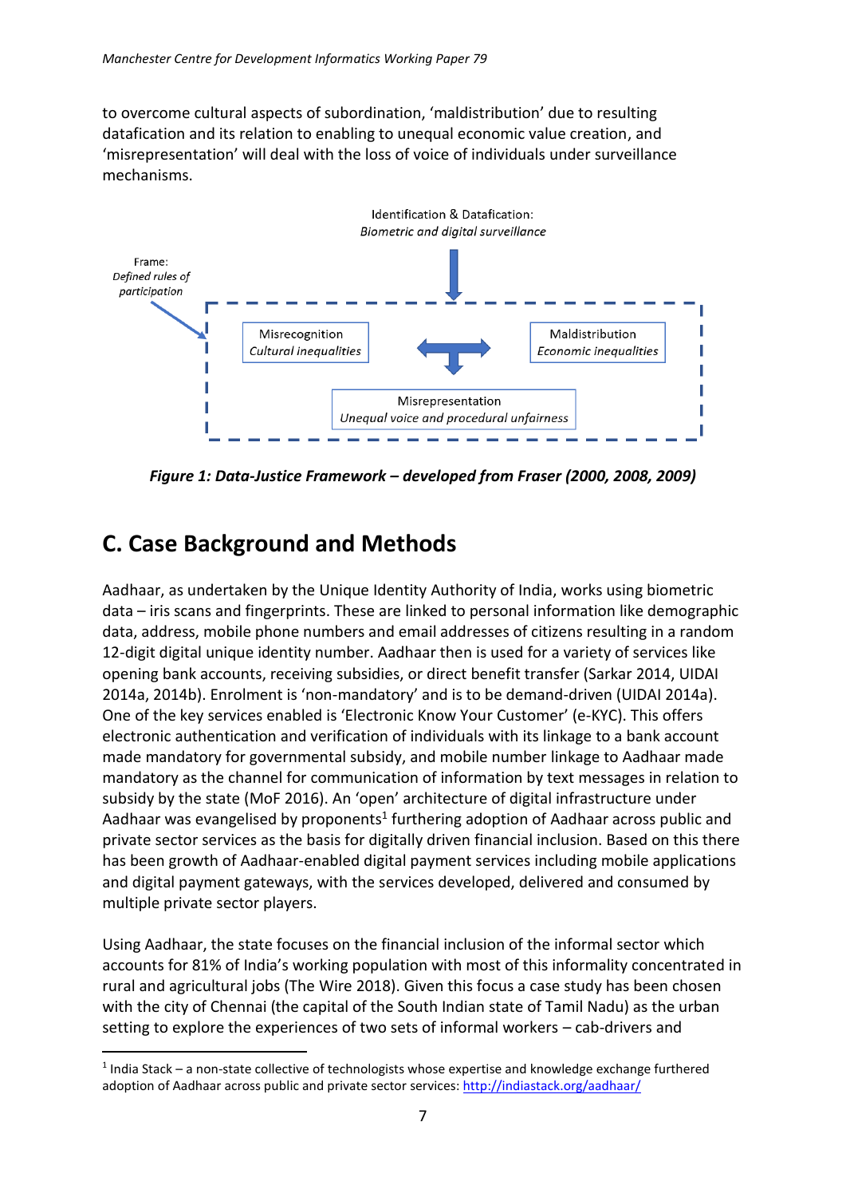to overcome cultural aspects of subordination, 'maldistribution' due to resulting datafication and its relation to enabling to unequal economic value creation, and 'misrepresentation' will deal with the loss of voice of individuals under surveillance mechanisms.

Identification & Datafication: *Biometric and digital surveillance*

Frame: *Defined rules of participation*

Misrecognition *Cultural inequalities*

Maldistribution *Economic inequalities*

Misrepresentation *Unequal voice and procedural unfairness*

***Figure 1: Data-Justice Framework – developed from Fraser (2000, 2008, 2009)***

## C. Case Background and Methods

Aadhaar, as undertaken by the Unique Identity Authority of India, works using biometric data – iris scans and fingerprints. These are linked to personal information like demographic data, address, mobile phone numbers and email addresses of citizens resulting in a random 12-digit digital unique identity number. Aadhaar then is used for a variety of services like opening bank accounts, receiving subsidies, or direct benefit transfer (Sarkar 2014, UIDAI 2014a, 2014b). Enrolment is 'non-mandatory' and is to be demand-driven (UIDAI 2014a). One of the key services enabled is 'Electronic Know Your Customer' (e-KYC). This offers electronic authentication and verification of individuals with its linkage to a bank account made mandatory for governmental subsidy, and mobile number linkage to Aadhaar made mandatory as the channel for communication of information by text messages in relation to subsidy by the state (MoF 2016). An 'open' architecture of digital infrastructure under Aadhaar was evangelised by proponents[1] furthering adoption of Aadhaar across public and private sector services as the basis for digitally driven financial inclusion. Based on this there has been growth of Aadhaar-enabled digital payment services including mobile applications and digital payment gateways, with the services developed, delivered and consumed by multiple private sector players.

Using Aadhaar, the state focuses on the financial inclusion of the informal sector which accounts for 81% of India's working population with most of this informality concentrated in rural and agricultural jobs (The Wire 2018). Given this focus a case study has been chosen with the city of Chennai (the capital of the South Indian state of Tamil Nadu) as the urban setting to explore the experiences of two sets of informal workers – cab-drivers and

[1] India Stack – a non-state collective of technologists whose expertise and knowledge exchange furthered adoption of Aadhaar across public and private sector services: http://indiastack.org/aadhaar/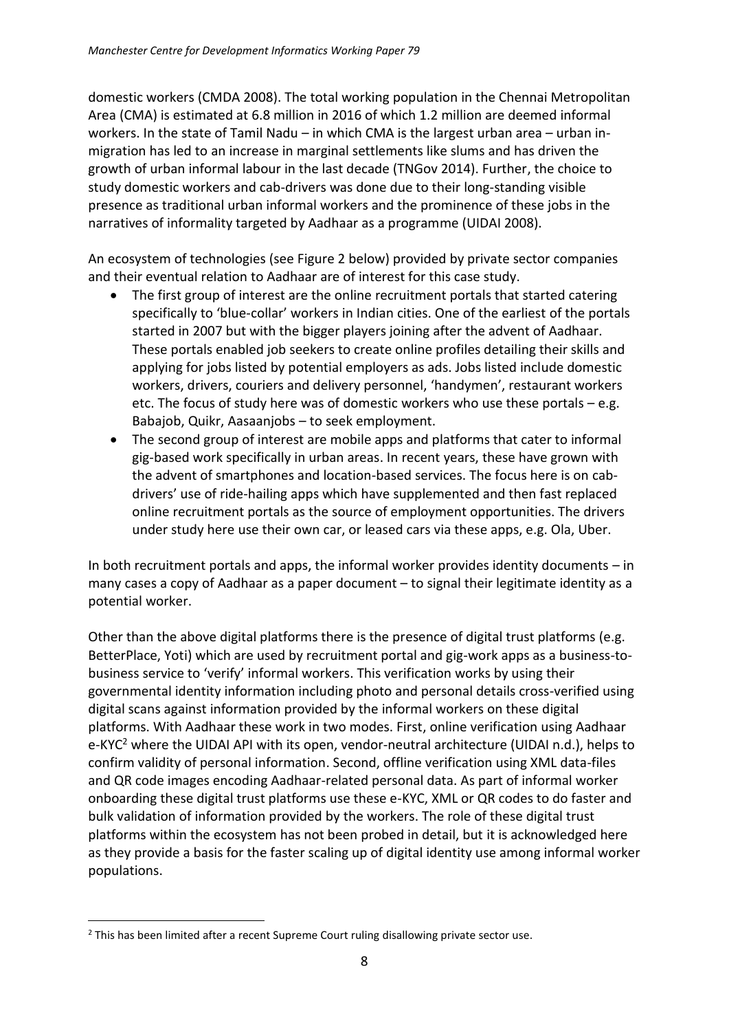domestic workers (CMDA 2008). The total working population in the Chennai Metropolitan Area (CMA) is estimated at 6.8 million in 2016 of which 1.2 million are deemed informal workers. In the state of Tamil Nadu – in which CMA is the largest urban area – urban in-migration has led to an increase in marginal settlements like slums and has driven the growth of urban informal labour in the last decade (TNGov 2014). Further, the choice to study domestic workers and cab-drivers was done due to their long-standing visible presence as traditional urban informal workers and the prominence of these jobs in the narratives of informality targeted by Aadhaar as a programme (UIDAI 2008).

An ecosystem of technologies (see Figure 2 below) provided by private sector companies and their eventual relation to Aadhaar are of interest for this case study.

- The first group of interest are the online recruitment portals that started catering specifically to 'blue-collar' workers in Indian cities. One of the earliest of the portals started in 2007 but with the bigger players joining after the advent of Aadhaar. These portals enabled job seekers to create online profiles detailing their skills and applying for jobs listed by potential employers as ads. Jobs listed include domestic workers, drivers, couriers and delivery personnel, 'handymen', restaurant workers etc. The focus of study here was of domestic workers who use these portals – e.g. Babajob, Quikr, Aasaanjobs – to seek employment.
- The second group of interest are mobile apps and platforms that cater to informal gig-based work specifically in urban areas. In recent years, these have grown with the advent of smartphones and location-based services. The focus here is on cab-drivers' use of ride-hailing apps which have supplemented and then fast replaced online recruitment portals as the source of employment opportunities. The drivers under study here use their own car, or leased cars via these apps, e.g. Ola, Uber.

In both recruitment portals and apps, the informal worker provides identity documents – in many cases a copy of Aadhaar as a paper document – to signal their legitimate identity as a potential worker.

Other than the above digital platforms there is the presence of digital trust platforms (e.g. BetterPlace, Yoti) which are used by recruitment portal and gig-work apps as a business-to-business service to 'verify' informal workers. This verification works by using their governmental identity information including photo and personal details cross-verified using digital scans against information provided by the informal workers on these digital platforms. With Aadhaar these work in two modes. First, online verification using Aadhaar e-KYC[2] where the UIDAI API with its open, vendor-neutral architecture (UIDAI n.d.), helps to confirm validity of personal information. Second, offline verification using XML data-files and QR code images encoding Aadhaar-related personal data. As part of informal worker onboarding these digital trust platforms use these e-KYC, XML or QR codes to do faster and bulk validation of information provided by the workers. The role of these digital trust platforms within the ecosystem has not been probed in detail, but it is acknowledged here as they provide a basis for the faster scaling up of digital identity use among informal worker populations.

[2] This has been limited after a recent Supreme Court ruling disallowing private sector use.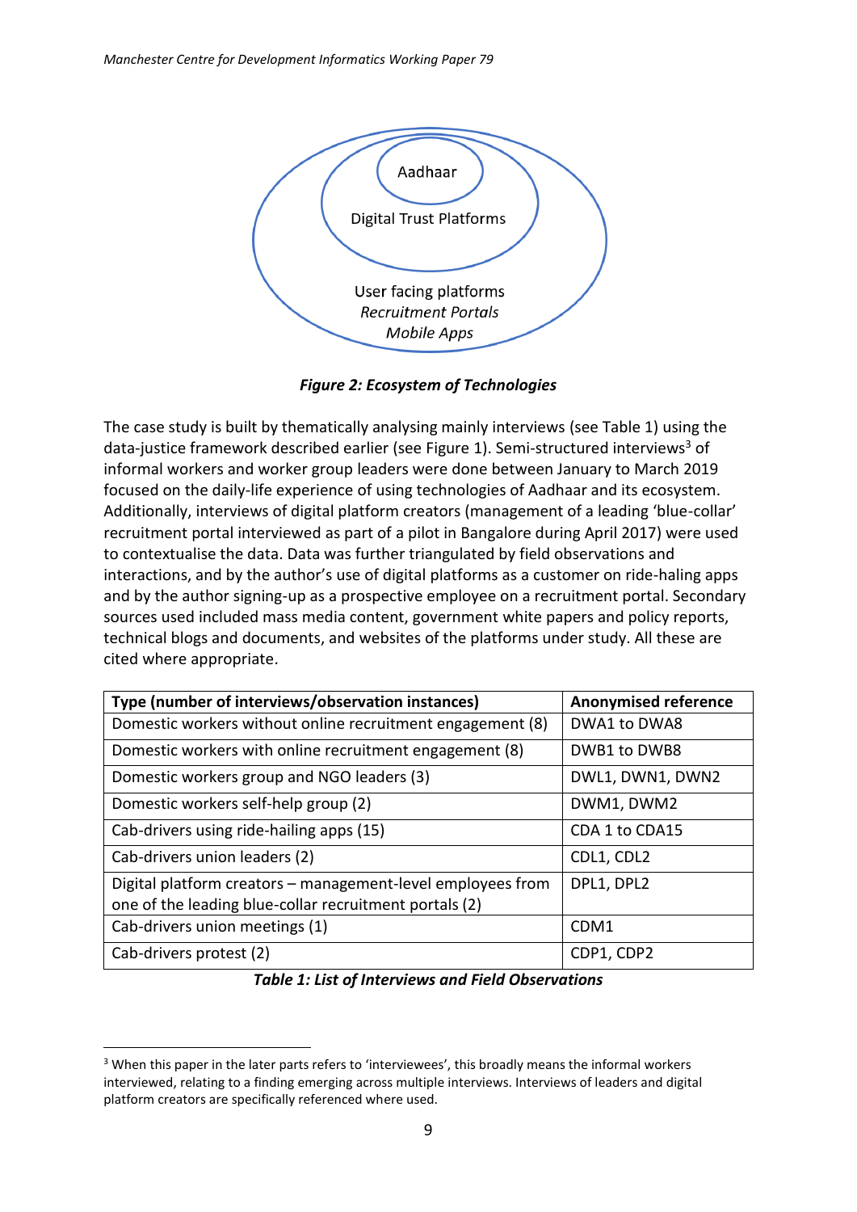Aadhaar

Digital Trust Platforms

User facing platforms
*Recruitment Portals*
*Mobile Apps*

***Figure 2: Ecosystem of Technologies***

The case study is built by thematically analysing mainly interviews (see Table 1) using the data-justice framework described earlier (see Figure 1). Semi-structured interviews[3] of informal workers and worker group leaders were done between January to March 2019 focused on the daily-life experience of using technologies of Aadhaar and its ecosystem. Additionally, interviews of digital platform creators (management of a leading 'blue-collar' recruitment portal interviewed as part of a pilot in Bangalore during April 2017) were used to contextualise the data. Data was further triangulated by field observations and interactions, and by the author's use of digital platforms as a customer on ride-haling apps and by the author signing-up as a prospective employee on a recruitment portal. Secondary sources used included mass media content, government white papers and policy reports, technical blogs and documents, and websites of the platforms under study. All these are cited where appropriate.

| **Type (number of interviews/observation instances)** | **Anonymised reference** |
|---|---|
| Domestic workers without online recruitment engagement (8) | DWA1 to DWA8 |
| Domestic workers with online recruitment engagement (8) | DWB1 to DWB8 |
| Domestic workers group and NGO leaders (3) | DWL1, DWN1, DWN2 |
| Domestic workers self-help group (2) | DWM1, DWM2 |
| Cab-drivers using ride-hailing apps (15) | CDA 1 to CDA15 |
| Cab-drivers union leaders (2) | CDL1, CDL2 |
| Digital platform creators – management-level employees from one of the leading blue-collar recruitment portals (2) | DPL1, DPL2 |
| Cab-drivers union meetings (1) | CDM1 |
| Cab-drivers protest (2) | CDP1, CDP2 |

***Table 1: List of Interviews and Field Observations***

[3] When this paper in the later parts refers to 'interviewees', this broadly means the informal workers interviewed, relating to a finding emerging across multiple interviews. Interviews of leaders and digital platform creators are specifically referenced where used.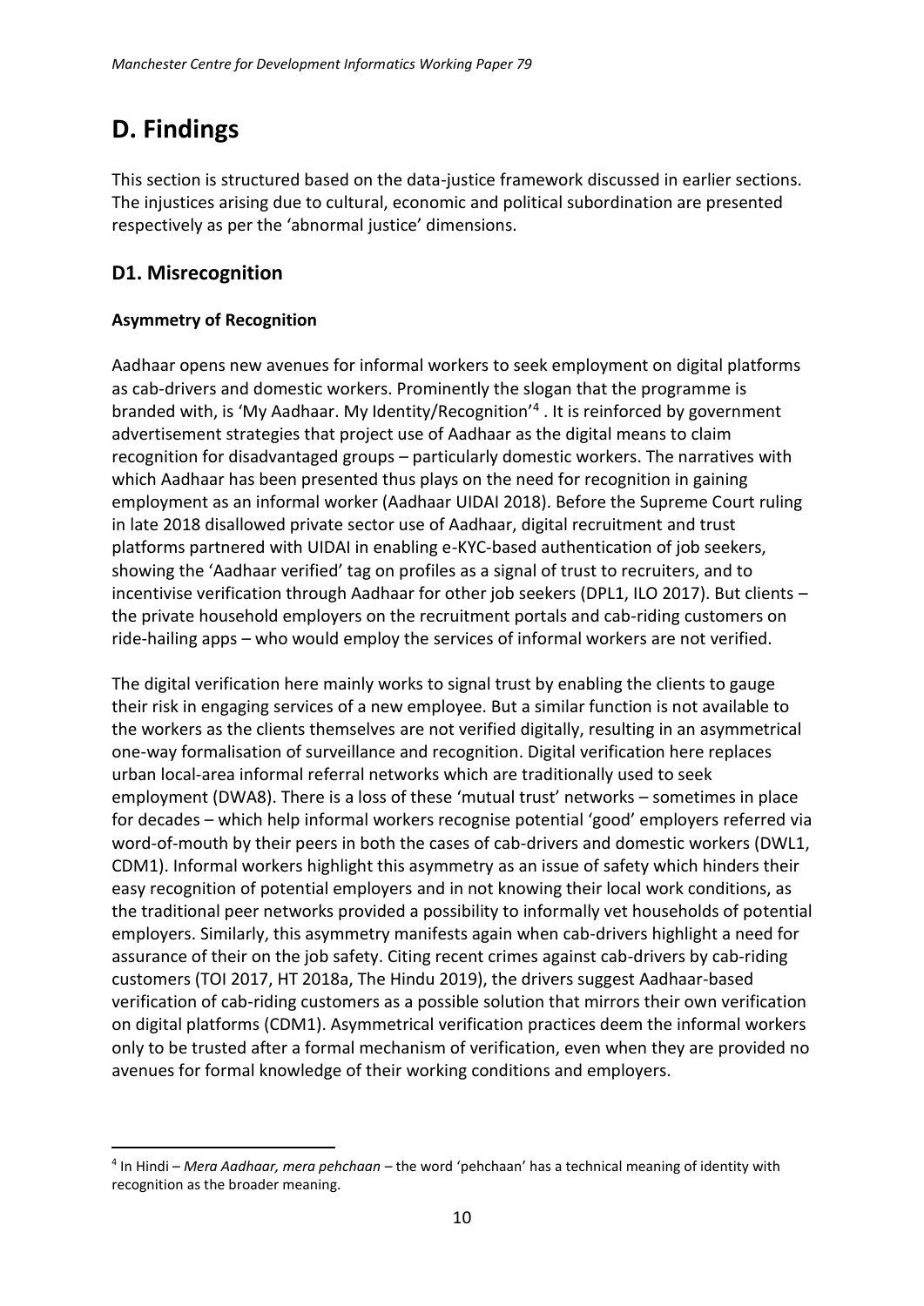# D. Findings

This section is structured based on the data-justice framework discussed in earlier sections. The injustices arising due to cultural, economic and political subordination are presented respectively as per the 'abnormal justice' dimensions.

## D1. Misrecognition

### Asymmetry of Recognition

Aadhaar opens new avenues for informal workers to seek employment on digital platforms as cab-drivers and domestic workers. Prominently the slogan that the programme is branded with, is 'My Aadhaar. My Identity/Recognition'[4]. It is reinforced by government advertisement strategies that project use of Aadhaar as the digital means to claim recognition for disadvantaged groups – particularly domestic workers. The narratives with which Aadhaar has been presented thus plays on the need for recognition in gaining employment as an informal worker (Aadhaar UIDAI 2018). Before the Supreme Court ruling in late 2018 disallowed private sector use of Aadhaar, digital recruitment and trust platforms partnered with UIDAI in enabling e-KYC-based authentication of job seekers, showing the 'Aadhaar verified' tag on profiles as a signal of trust to recruiters, and to incentivise verification through Aadhaar for other job seekers (DPL1, ILO 2017). But clients – the private household employers on the recruitment portals and cab-riding customers on ride-hailing apps – who would employ the services of informal workers are not verified.

The digital verification here mainly works to signal trust by enabling the clients to gauge their risk in engaging services of a new employee. But a similar function is not available to the workers as the clients themselves are not verified digitally, resulting in an asymmetrical one-way formalisation of surveillance and recognition. Digital verification here replaces urban local-area informal referral networks which are traditionally used to seek employment (DWA8). There is a loss of these 'mutual trust' networks – sometimes in place for decades – which help informal workers recognise potential 'good' employers referred via word-of-mouth by their peers in both the cases of cab-drivers and domestic workers (DWL1, CDM1). Informal workers highlight this asymmetry as an issue of safety which hinders their easy recognition of potential employers and in not knowing their local work conditions, as the traditional peer networks provided a possibility to informally vet households of potential employers. Similarly, this asymmetry manifests again when cab-drivers highlight a need for assurance of their on the job safety. Citing recent crimes against cab-drivers by cab-riding customers (TOI 2017, HT 2018a, The Hindu 2019), the drivers suggest Aadhaar-based verification of cab-riding customers as a possible solution that mirrors their own verification on digital platforms (CDM1). Asymmetrical verification practices deem the informal workers only to be trusted after a formal mechanism of verification, even when they are provided no avenues for formal knowledge of their working conditions and employers.

---

[4] In Hindi – *Mera Aadhaar, mera pehchaan* – the word 'pehchaan' has a technical meaning of identity with recognition as the broader meaning.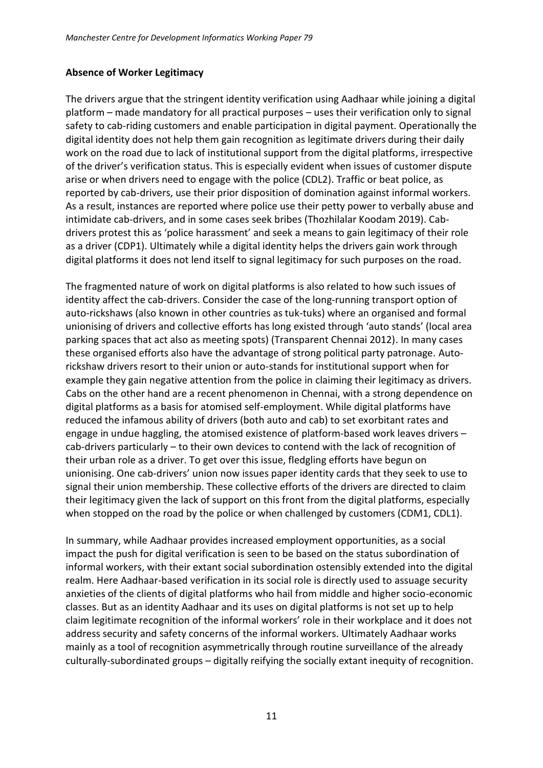**Absence of Worker Legitimacy**

The drivers argue that the stringent identity verification using Aadhaar while joining a digital platform – made mandatory for all practical purposes – uses their verification only to signal safety to cab-riding customers and enable participation in digital payment. Operationally the digital identity does not help them gain recognition as legitimate drivers during their daily work on the road due to lack of institutional support from the digital platforms, irrespective of the driver's verification status. This is especially evident when issues of customer dispute arise or when drivers need to engage with the police (CDL2). Traffic or beat police, as reported by cab-drivers, use their prior disposition of domination against informal workers. As a result, instances are reported where police use their petty power to verbally abuse and intimidate cab-drivers, and in some cases seek bribes (Thozhilalar Koodam 2019). Cab-drivers protest this as 'police harassment' and seek a means to gain legitimacy of their role as a driver (CDP1). Ultimately while a digital identity helps the drivers gain work through digital platforms it does not lend itself to signal legitimacy for such purposes on the road.

The fragmented nature of work on digital platforms is also related to how such issues of identity affect the cab-drivers. Consider the case of the long-running transport option of auto-rickshaws (also known in other countries as tuk-tuks) where an organised and formal unionising of drivers and collective efforts has long existed through 'auto stands' (local area parking spaces that act also as meeting spots) (Transparent Chennai 2012). In many cases these organised efforts also have the advantage of strong political party patronage. Auto-rickshaw drivers resort to their union or auto-stands for institutional support when for example they gain negative attention from the police in claiming their legitimacy as drivers. Cabs on the other hand are a recent phenomenon in Chennai, with a strong dependence on digital platforms as a basis for atomised self-employment. While digital platforms have reduced the infamous ability of drivers (both auto and cab) to set exorbitant rates and engage in undue haggling, the atomised existence of platform-based work leaves drivers – cab-drivers particularly – to their own devices to contend with the lack of recognition of their urban role as a driver. To get over this issue, fledgling efforts have begun on unionising. One cab-drivers' union now issues paper identity cards that they seek to use to signal their union membership. These collective efforts of the drivers are directed to claim their legitimacy given the lack of support on this front from the digital platforms, especially when stopped on the road by the police or when challenged by customers (CDM1, CDL1).

In summary, while Aadhaar provides increased employment opportunities, as a social impact the push for digital verification is seen to be based on the status subordination of informal workers, with their extant social subordination ostensibly extended into the digital realm. Here Aadhaar-based verification in its social role is directly used to assuage security anxieties of the clients of digital platforms who hail from middle and higher socio-economic classes. But as an identity Aadhaar and its uses on digital platforms is not set up to help claim legitimate recognition of the informal workers' role in their workplace and it does not address security and safety concerns of the informal workers. Ultimately Aadhaar works mainly as a tool of recognition asymmetrically through routine surveillance of the already culturally-subordinated groups – digitally reifying the socially extant inequity of recognition.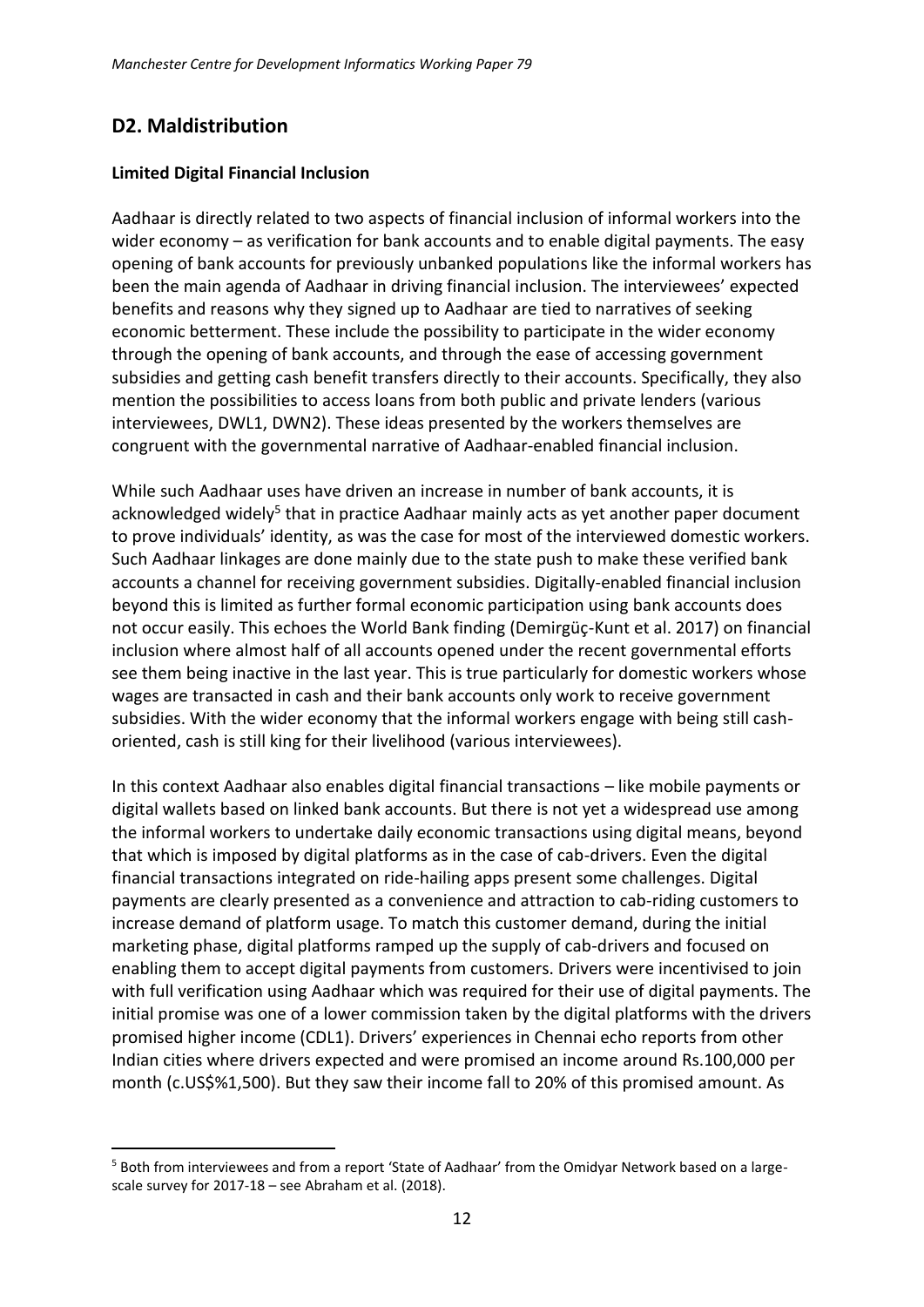## D2. Maldistribution

### Limited Digital Financial Inclusion

Aadhaar is directly related to two aspects of financial inclusion of informal workers into the wider economy – as verification for bank accounts and to enable digital payments. The easy opening of bank accounts for previously unbanked populations like the informal workers has been the main agenda of Aadhaar in driving financial inclusion. The interviewees' expected benefits and reasons why they signed up to Aadhaar are tied to narratives of seeking economic betterment. These include the possibility to participate in the wider economy through the opening of bank accounts, and through the ease of accessing government subsidies and getting cash benefit transfers directly to their accounts. Specifically, they also mention the possibilities to access loans from both public and private lenders (various interviewees, DWL1, DWN2). These ideas presented by the workers themselves are congruent with the governmental narrative of Aadhaar-enabled financial inclusion.

While such Aadhaar uses have driven an increase in number of bank accounts, it is acknowledged widely[5] that in practice Aadhaar mainly acts as yet another paper document to prove individuals' identity, as was the case for most of the interviewed domestic workers. Such Aadhaar linkages are done mainly due to the state push to make these verified bank accounts a channel for receiving government subsidies. Digitally-enabled financial inclusion beyond this is limited as further formal economic participation using bank accounts does not occur easily. This echoes the World Bank finding (Demirgüç-Kunt et al. 2017) on financial inclusion where almost half of all accounts opened under the recent governmental efforts see them being inactive in the last year. This is true particularly for domestic workers whose wages are transacted in cash and their bank accounts only work to receive government subsidies. With the wider economy that the informal workers engage with being still cash-oriented, cash is still king for their livelihood (various interviewees).

In this context Aadhaar also enables digital financial transactions – like mobile payments or digital wallets based on linked bank accounts. But there is not yet a widespread use among the informal workers to undertake daily economic transactions using digital means, beyond that which is imposed by digital platforms as in the case of cab-drivers. Even the digital financial transactions integrated on ride-hailing apps present some challenges. Digital payments are clearly presented as a convenience and attraction to cab-riding customers to increase demand of platform usage. To match this customer demand, during the initial marketing phase, digital platforms ramped up the supply of cab-drivers and focused on enabling them to accept digital payments from customers. Drivers were incentivised to join with full verification using Aadhaar which was required for their use of digital payments. The initial promise was one of a lower commission taken by the digital platforms with the drivers promised higher income (CDL1). Drivers' experiences in Chennai echo reports from other Indian cities where drivers expected and were promised an income around Rs.100,000 per month (c.US$%1,500). But they saw their income fall to 20% of this promised amount. As

[5] Both from interviewees and from a report 'State of Aadhaar' from the Omidyar Network based on a large-scale survey for 2017-18 – see Abraham et al. (2018).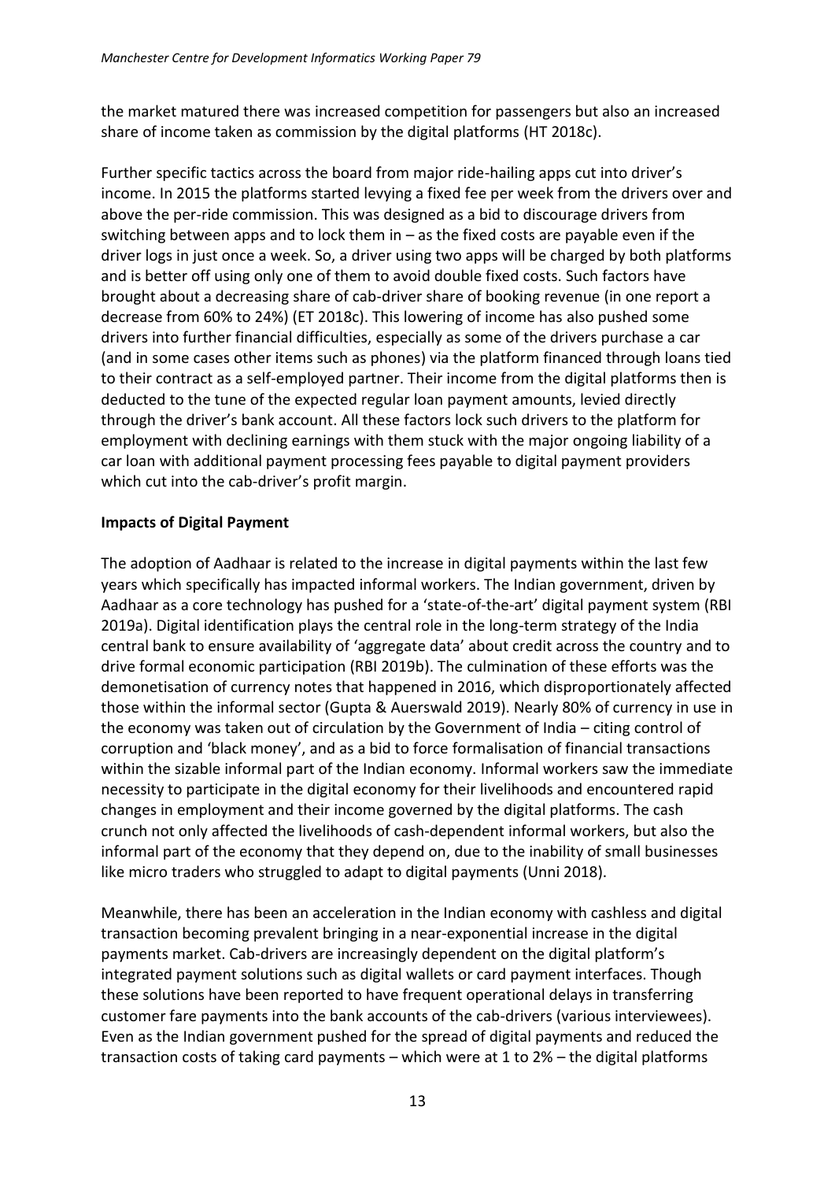the market matured there was increased competition for passengers but also an increased share of income taken as commission by the digital platforms (HT 2018c).

Further specific tactics across the board from major ride-hailing apps cut into driver's income. In 2015 the platforms started levying a fixed fee per week from the drivers over and above the per-ride commission. This was designed as a bid to discourage drivers from switching between apps and to lock them in – as the fixed costs are payable even if the driver logs in just once a week. So, a driver using two apps will be charged by both platforms and is better off using only one of them to avoid double fixed costs. Such factors have brought about a decreasing share of cab-driver share of booking revenue (in one report a decrease from 60% to 24%) (ET 2018c). This lowering of income has also pushed some drivers into further financial difficulties, especially as some of the drivers purchase a car (and in some cases other items such as phones) via the platform financed through loans tied to their contract as a self-employed partner. Their income from the digital platforms then is deducted to the tune of the expected regular loan payment amounts, levied directly through the driver's bank account. All these factors lock such drivers to the platform for employment with declining earnings with them stuck with the major ongoing liability of a car loan with additional payment processing fees payable to digital payment providers which cut into the cab-driver's profit margin.

**Impacts of Digital Payment**

The adoption of Aadhaar is related to the increase in digital payments within the last few years which specifically has impacted informal workers. The Indian government, driven by Aadhaar as a core technology has pushed for a 'state-of-the-art' digital payment system (RBI 2019a). Digital identification plays the central role in the long-term strategy of the India central bank to ensure availability of 'aggregate data' about credit across the country and to drive formal economic participation (RBI 2019b). The culmination of these efforts was the demonetisation of currency notes that happened in 2016, which disproportionately affected those within the informal sector (Gupta & Auerswald 2019). Nearly 80% of currency in use in the economy was taken out of circulation by the Government of India – citing control of corruption and 'black money', and as a bid to force formalisation of financial transactions within the sizable informal part of the Indian economy. Informal workers saw the immediate necessity to participate in the digital economy for their livelihoods and encountered rapid changes in employment and their income governed by the digital platforms. The cash crunch not only affected the livelihoods of cash-dependent informal workers, but also the informal part of the economy that they depend on, due to the inability of small businesses like micro traders who struggled to adapt to digital payments (Unni 2018).

Meanwhile, there has been an acceleration in the Indian economy with cashless and digital transaction becoming prevalent bringing in a near-exponential increase in the digital payments market. Cab-drivers are increasingly dependent on the digital platform's integrated payment solutions such as digital wallets or card payment interfaces. Though these solutions have been reported to have frequent operational delays in transferring customer fare payments into the bank accounts of the cab-drivers (various interviewees). Even as the Indian government pushed for the spread of digital payments and reduced the transaction costs of taking card payments – which were at 1 to 2% – the digital platforms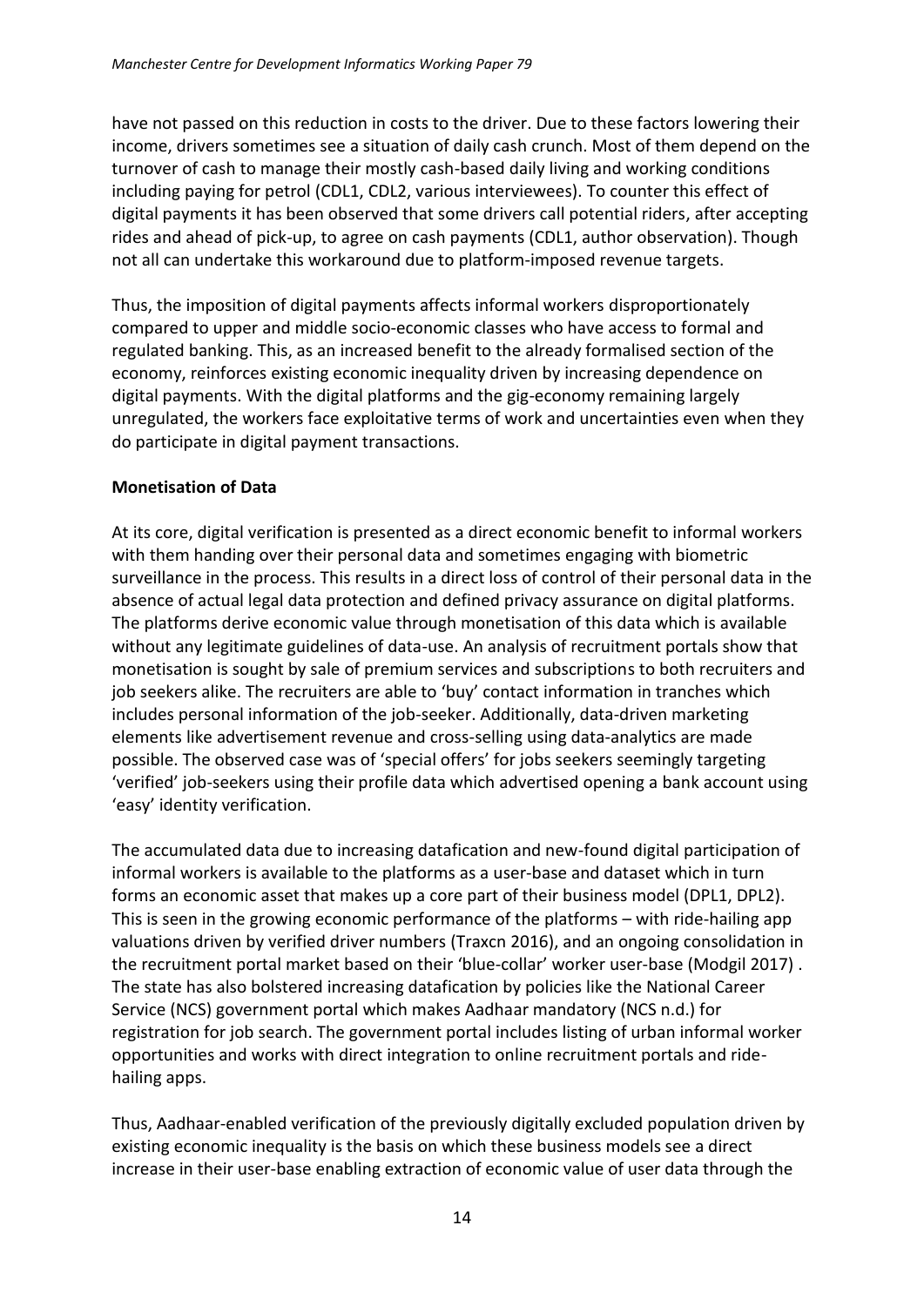have not passed on this reduction in costs to the driver. Due to these factors lowering their income, drivers sometimes see a situation of daily cash crunch. Most of them depend on the turnover of cash to manage their mostly cash-based daily living and working conditions including paying for petrol (CDL1, CDL2, various interviewees). To counter this effect of digital payments it has been observed that some drivers call potential riders, after accepting rides and ahead of pick-up, to agree on cash payments (CDL1, author observation). Though not all can undertake this workaround due to platform-imposed revenue targets.

Thus, the imposition of digital payments affects informal workers disproportionately compared to upper and middle socio-economic classes who have access to formal and regulated banking. This, as an increased benefit to the already formalised section of the economy, reinforces existing economic inequality driven by increasing dependence on digital payments. With the digital platforms and the gig-economy remaining largely unregulated, the workers face exploitative terms of work and uncertainties even when they do participate in digital payment transactions.

**Monetisation of Data**

At its core, digital verification is presented as a direct economic benefit to informal workers with them handing over their personal data and sometimes engaging with biometric surveillance in the process. This results in a direct loss of control of their personal data in the absence of actual legal data protection and defined privacy assurance on digital platforms. The platforms derive economic value through monetisation of this data which is available without any legitimate guidelines of data-use. An analysis of recruitment portals show that monetisation is sought by sale of premium services and subscriptions to both recruiters and job seekers alike. The recruiters are able to 'buy' contact information in tranches which includes personal information of the job-seeker. Additionally, data-driven marketing elements like advertisement revenue and cross-selling using data-analytics are made possible. The observed case was of 'special offers' for jobs seekers seemingly targeting 'verified' job-seekers using their profile data which advertised opening a bank account using 'easy' identity verification.

The accumulated data due to increasing datafication and new-found digital participation of informal workers is available to the platforms as a user-base and dataset which in turn forms an economic asset that makes up a core part of their business model (DPL1, DPL2). This is seen in the growing economic performance of the platforms – with ride-hailing app valuations driven by verified driver numbers (Traxcn 2016), and an ongoing consolidation in the recruitment portal market based on their 'blue-collar' worker user-base (Modgil 2017) . The state has also bolstered increasing datafication by policies like the National Career Service (NCS) government portal which makes Aadhaar mandatory (NCS n.d.) for registration for job search. The government portal includes listing of urban informal worker opportunities and works with direct integration to online recruitment portals and ride-hailing apps.

Thus, Aadhaar-enabled verification of the previously digitally excluded population driven by existing economic inequality is the basis on which these business models see a direct increase in their user-base enabling extraction of economic value of user data through the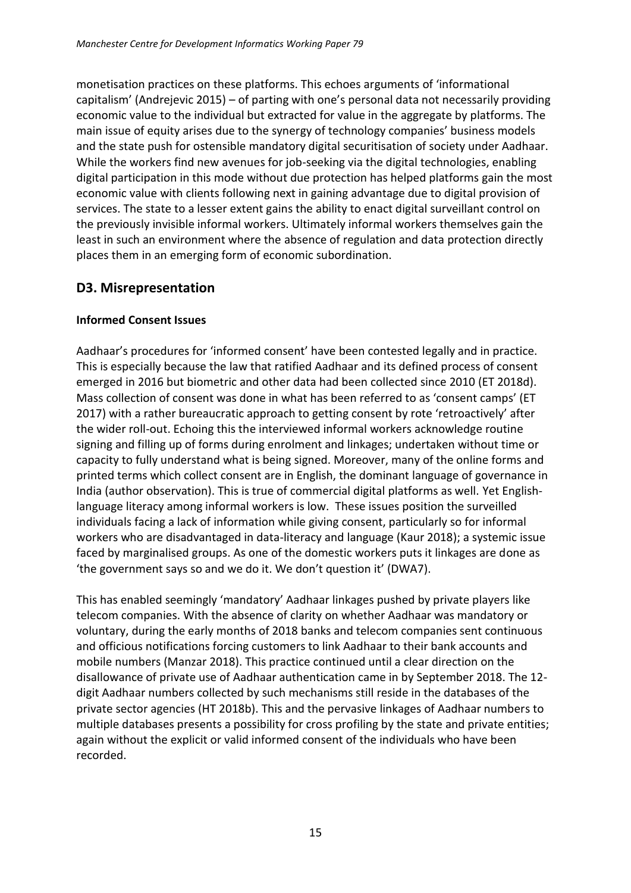monetisation practices on these platforms. This echoes arguments of 'informational capitalism' (Andrejevic 2015) – of parting with one's personal data not necessarily providing economic value to the individual but extracted for value in the aggregate by platforms. The main issue of equity arises due to the synergy of technology companies' business models and the state push for ostensible mandatory digital securitisation of society under Aadhaar. While the workers find new avenues for job-seeking via the digital technologies, enabling digital participation in this mode without due protection has helped platforms gain the most economic value with clients following next in gaining advantage due to digital provision of services. The state to a lesser extent gains the ability to enact digital surveillant control on the previously invisible informal workers. Ultimately informal workers themselves gain the least in such an environment where the absence of regulation and data protection directly places them in an emerging form of economic subordination.

## D3. Misrepresentation

**Informed Consent Issues**

Aadhaar's procedures for 'informed consent' have been contested legally and in practice. This is especially because the law that ratified Aadhaar and its defined process of consent emerged in 2016 but biometric and other data had been collected since 2010 (ET 2018d). Mass collection of consent was done in what has been referred to as 'consent camps' (ET 2017) with a rather bureaucratic approach to getting consent by rote 'retroactively' after the wider roll-out. Echoing this the interviewed informal workers acknowledge routine signing and filling up of forms during enrolment and linkages; undertaken without time or capacity to fully understand what is being signed. Moreover, many of the online forms and printed terms which collect consent are in English, the dominant language of governance in India (author observation). This is true of commercial digital platforms as well. Yet English-language literacy among informal workers is low. These issues position the surveilled individuals facing a lack of information while giving consent, particularly so for informal workers who are disadvantaged in data-literacy and language (Kaur 2018); a systemic issue faced by marginalised groups. As one of the domestic workers puts it linkages are done as 'the government says so and we do it. We don't question it' (DWA7).

This has enabled seemingly 'mandatory' Aadhaar linkages pushed by private players like telecom companies. With the absence of clarity on whether Aadhaar was mandatory or voluntary, during the early months of 2018 banks and telecom companies sent continuous and officious notifications forcing customers to link Aadhaar to their bank accounts and mobile numbers (Manzar 2018). This practice continued until a clear direction on the disallowance of private use of Aadhaar authentication came in by September 2018. The 12-digit Aadhaar numbers collected by such mechanisms still reside in the databases of the private sector agencies (HT 2018b). This and the pervasive linkages of Aadhaar numbers to multiple databases presents a possibility for cross profiling by the state and private entities; again without the explicit or valid informed consent of the individuals who have been recorded.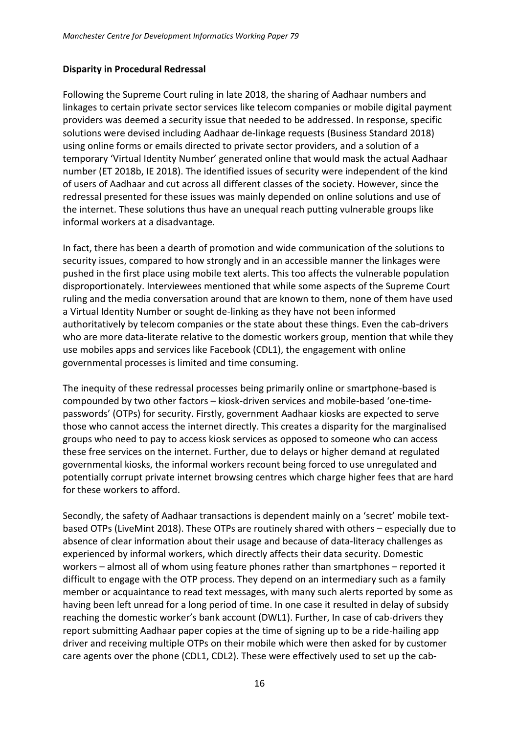**Disparity in Procedural Redressal**

Following the Supreme Court ruling in late 2018, the sharing of Aadhaar numbers and linkages to certain private sector services like telecom companies or mobile digital payment providers was deemed a security issue that needed to be addressed. In response, specific solutions were devised including Aadhaar de-linkage requests (Business Standard 2018) using online forms or emails directed to private sector providers, and a solution of a temporary 'Virtual Identity Number' generated online that would mask the actual Aadhaar number (ET 2018b, IE 2018). The identified issues of security were independent of the kind of users of Aadhaar and cut across all different classes of the society. However, since the redressal presented for these issues was mainly depended on online solutions and use of the internet. These solutions thus have an unequal reach putting vulnerable groups like informal workers at a disadvantage.

In fact, there has been a dearth of promotion and wide communication of the solutions to security issues, compared to how strongly and in an accessible manner the linkages were pushed in the first place using mobile text alerts. This too affects the vulnerable population disproportionately. Interviewees mentioned that while some aspects of the Supreme Court ruling and the media conversation around that are known to them, none of them have used a Virtual Identity Number or sought de-linking as they have not been informed authoritatively by telecom companies or the state about these things. Even the cab-drivers who are more data-literate relative to the domestic workers group, mention that while they use mobiles apps and services like Facebook (CDL1), the engagement with online governmental processes is limited and time consuming.

The inequity of these redressal processes being primarily online or smartphone-based is compounded by two other factors – kiosk-driven services and mobile-based 'one-time-passwords' (OTPs) for security. Firstly, government Aadhaar kiosks are expected to serve those who cannot access the internet directly. This creates a disparity for the marginalised groups who need to pay to access kiosk services as opposed to someone who can access these free services on the internet. Further, due to delays or higher demand at regulated governmental kiosks, the informal workers recount being forced to use unregulated and potentially corrupt private internet browsing centres which charge higher fees that are hard for these workers to afford.

Secondly, the safety of Aadhaar transactions is dependent mainly on a 'secret' mobile text-based OTPs (LiveMint 2018). These OTPs are routinely shared with others – especially due to absence of clear information about their usage and because of data-literacy challenges as experienced by informal workers, which directly affects their data security. Domestic workers – almost all of whom using feature phones rather than smartphones – reported it difficult to engage with the OTP process. They depend on an intermediary such as a family member or acquaintance to read text messages, with many such alerts reported by some as having been left unread for a long period of time. In one case it resulted in delay of subsidy reaching the domestic worker's bank account (DWL1). Further, In case of cab-drivers they report submitting Aadhaar paper copies at the time of signing up to be a ride-hailing app driver and receiving multiple OTPs on their mobile which were then asked for by customer care agents over the phone (CDL1, CDL2). These were effectively used to set up the cab-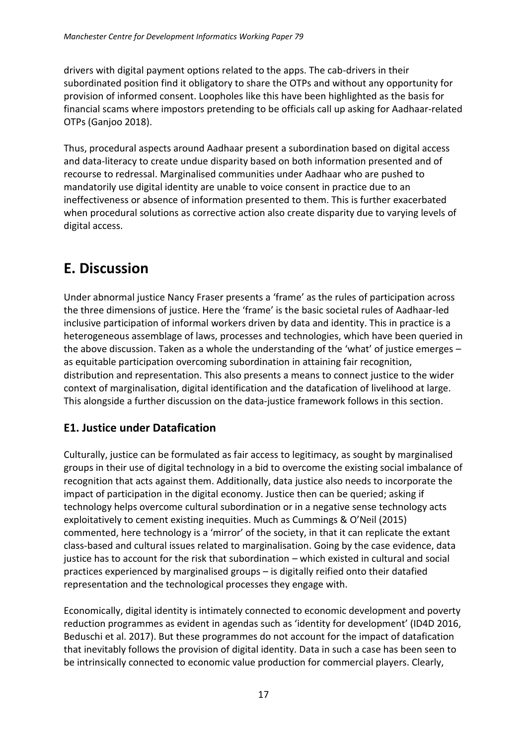drivers with digital payment options related to the apps. The cab-drivers in their subordinated position find it obligatory to share the OTPs and without any opportunity for provision of informed consent. Loopholes like this have been highlighted as the basis for financial scams where impostors pretending to be officials call up asking for Aadhaar-related OTPs (Ganjoo 2018).

Thus, procedural aspects around Aadhaar present a subordination based on digital access and data-literacy to create undue disparity based on both information presented and of recourse to redressal. Marginalised communities under Aadhaar who are pushed to mandatorily use digital identity are unable to voice consent in practice due to an ineffectiveness or absence of information presented to them. This is further exacerbated when procedural solutions as corrective action also create disparity due to varying levels of digital access.

# E. Discussion

Under abnormal justice Nancy Fraser presents a 'frame' as the rules of participation across the three dimensions of justice. Here the 'frame' is the basic societal rules of Aadhaar-led inclusive participation of informal workers driven by data and identity. This in practice is a heterogeneous assemblage of laws, processes and technologies, which have been queried in the above discussion. Taken as a whole the understanding of the 'what' of justice emerges – as equitable participation overcoming subordination in attaining fair recognition, distribution and representation. This also presents a means to connect justice to the wider context of marginalisation, digital identification and the datafication of livelihood at large. This alongside a further discussion on the data-justice framework follows in this section.

## E1. Justice under Datafication

Culturally, justice can be formulated as fair access to legitimacy, as sought by marginalised groups in their use of digital technology in a bid to overcome the existing social imbalance of recognition that acts against them. Additionally, data justice also needs to incorporate the impact of participation in the digital economy. Justice then can be queried; asking if technology helps overcome cultural subordination or in a negative sense technology acts exploitatively to cement existing inequities. Much as Cummings & O'Neil (2015) commented, here technology is a 'mirror' of the society, in that it can replicate the extant class-based and cultural issues related to marginalisation. Going by the case evidence, data justice has to account for the risk that subordination – which existed in cultural and social practices experienced by marginalised groups – is digitally reified onto their datafied representation and the technological processes they engage with.

Economically, digital identity is intimately connected to economic development and poverty reduction programmes as evident in agendas such as 'identity for development' (ID4D 2016, Beduschi et al. 2017). But these programmes do not account for the impact of datafication that inevitably follows the provision of digital identity. Data in such a case has been seen to be intrinsically connected to economic value production for commercial players. Clearly,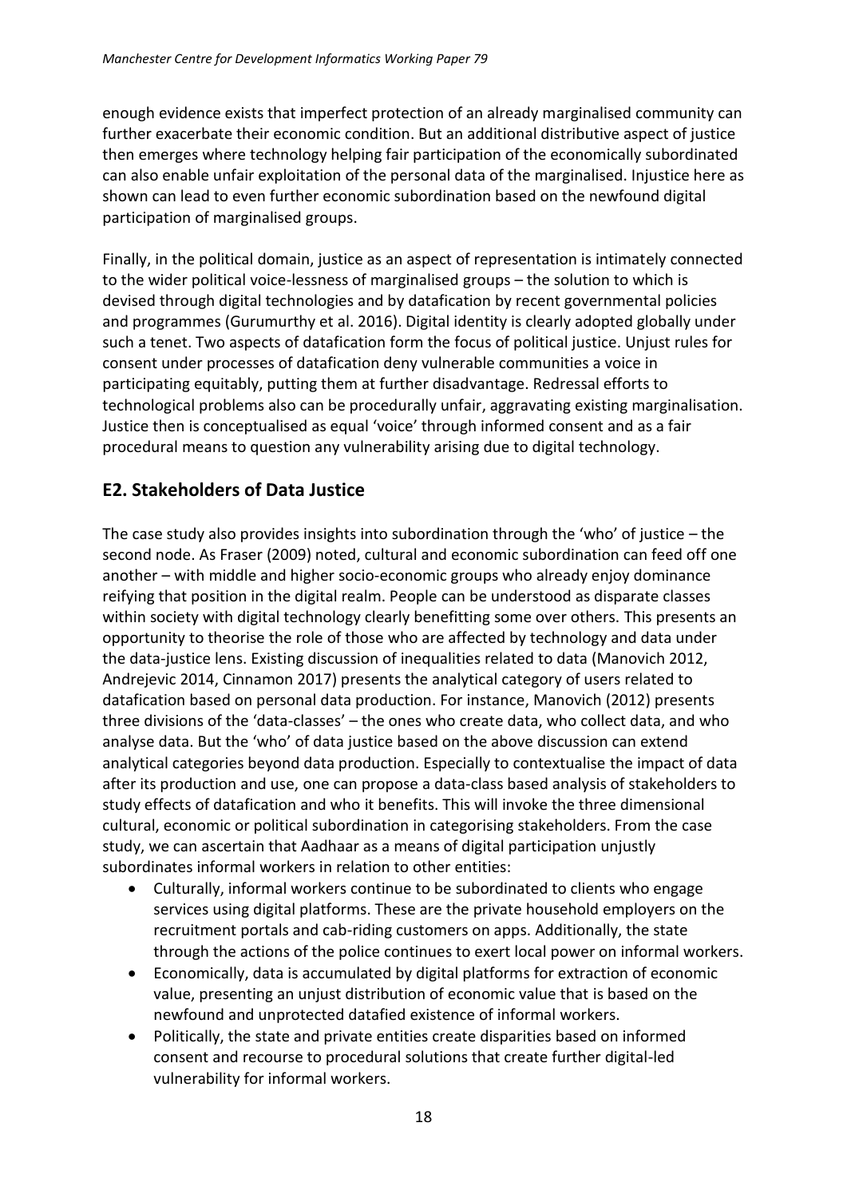enough evidence exists that imperfect protection of an already marginalised community can further exacerbate their economic condition. But an additional distributive aspect of justice then emerges where technology helping fair participation of the economically subordinated can also enable unfair exploitation of the personal data of the marginalised. Injustice here as shown can lead to even further economic subordination based on the newfound digital participation of marginalised groups.

Finally, in the political domain, justice as an aspect of representation is intimately connected to the wider political voice-lessness of marginalised groups – the solution to which is devised through digital technologies and by datafication by recent governmental policies and programmes (Gurumurthy et al. 2016). Digital identity is clearly adopted globally under such a tenet. Two aspects of datafication form the focus of political justice. Unjust rules for consent under processes of datafication deny vulnerable communities a voice in participating equitably, putting them at further disadvantage. Redressal efforts to technological problems also can be procedurally unfair, aggravating existing marginalisation. Justice then is conceptualised as equal 'voice' through informed consent and as a fair procedural means to question any vulnerability arising due to digital technology.

## E2. Stakeholders of Data Justice

The case study also provides insights into subordination through the 'who' of justice – the second node. As Fraser (2009) noted, cultural and economic subordination can feed off one another – with middle and higher socio-economic groups who already enjoy dominance reifying that position in the digital realm. People can be understood as disparate classes within society with digital technology clearly benefitting some over others. This presents an opportunity to theorise the role of those who are affected by technology and data under the data-justice lens. Existing discussion of inequalities related to data (Manovich 2012, Andrejevic 2014, Cinnamon 2017) presents the analytical category of users related to datafication based on personal data production. For instance, Manovich (2012) presents three divisions of the 'data-classes' – the ones who create data, who collect data, and who analyse data. But the 'who' of data justice based on the above discussion can extend analytical categories beyond data production. Especially to contextualise the impact of data after its production and use, one can propose a data-class based analysis of stakeholders to study effects of datafication and who it benefits. This will invoke the three dimensional cultural, economic or political subordination in categorising stakeholders. From the case study, we can ascertain that Aadhaar as a means of digital participation unjustly subordinates informal workers in relation to other entities:

- Culturally, informal workers continue to be subordinated to clients who engage services using digital platforms. These are the private household employers on the recruitment portals and cab-riding customers on apps. Additionally, the state through the actions of the police continues to exert local power on informal workers.
- Economically, data is accumulated by digital platforms for extraction of economic value, presenting an unjust distribution of economic value that is based on the newfound and unprotected datafied existence of informal workers.
- Politically, the state and private entities create disparities based on informed consent and recourse to procedural solutions that create further digital-led vulnerability for informal workers.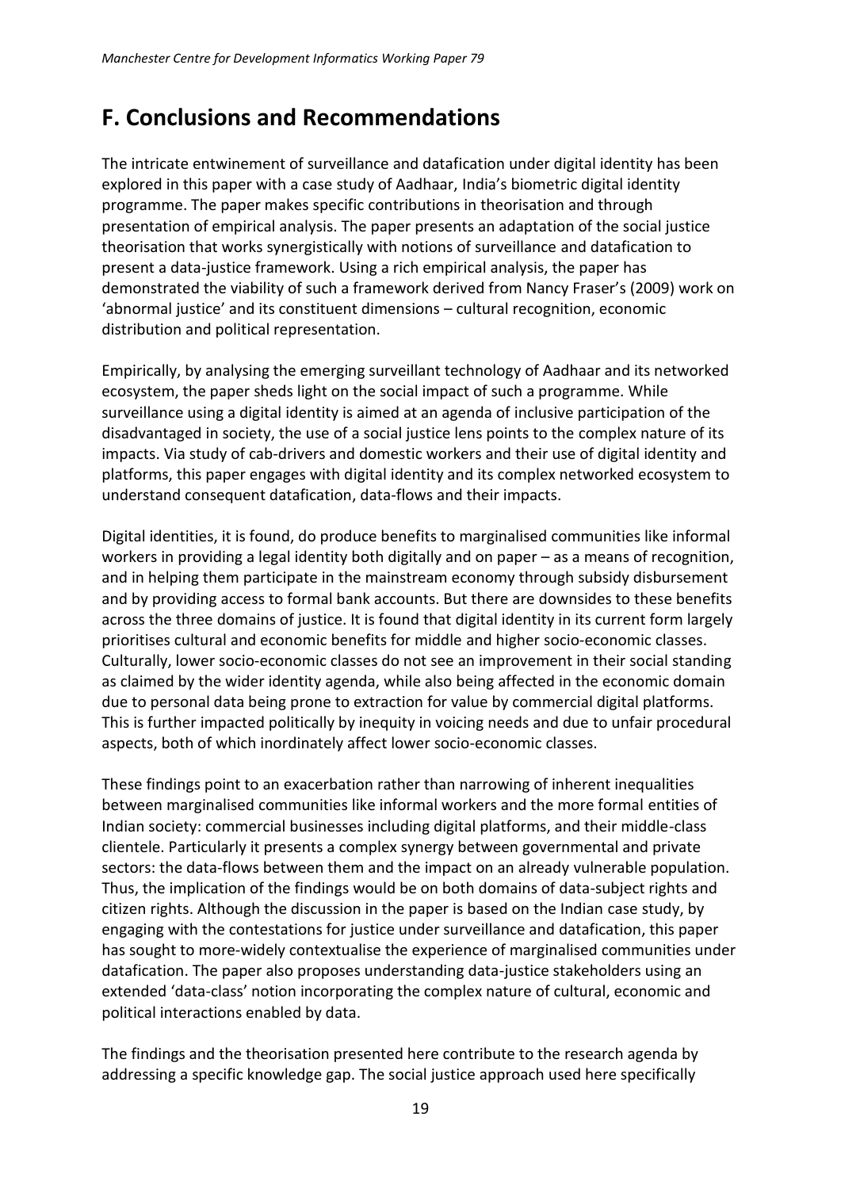## F. Conclusions and Recommendations

The intricate entwinement of surveillance and datafication under digital identity has been explored in this paper with a case study of Aadhaar, India's biometric digital identity programme. The paper makes specific contributions in theorisation and through presentation of empirical analysis. The paper presents an adaptation of the social justice theorisation that works synergistically with notions of surveillance and datafication to present a data-justice framework. Using a rich empirical analysis, the paper has demonstrated the viability of such a framework derived from Nancy Fraser's (2009) work on 'abnormal justice' and its constituent dimensions – cultural recognition, economic distribution and political representation.

Empirically, by analysing the emerging surveillant technology of Aadhaar and its networked ecosystem, the paper sheds light on the social impact of such a programme. While surveillance using a digital identity is aimed at an agenda of inclusive participation of the disadvantaged in society, the use of a social justice lens points to the complex nature of its impacts. Via study of cab-drivers and domestic workers and their use of digital identity and platforms, this paper engages with digital identity and its complex networked ecosystem to understand consequent datafication, data-flows and their impacts.

Digital identities, it is found, do produce benefits to marginalised communities like informal workers in providing a legal identity both digitally and on paper – as a means of recognition, and in helping them participate in the mainstream economy through subsidy disbursement and by providing access to formal bank accounts. But there are downsides to these benefits across the three domains of justice. It is found that digital identity in its current form largely prioritises cultural and economic benefits for middle and higher socio-economic classes. Culturally, lower socio-economic classes do not see an improvement in their social standing as claimed by the wider identity agenda, while also being affected in the economic domain due to personal data being prone to extraction for value by commercial digital platforms. This is further impacted politically by inequity in voicing needs and due to unfair procedural aspects, both of which inordinately affect lower socio-economic classes.

These findings point to an exacerbation rather than narrowing of inherent inequalities between marginalised communities like informal workers and the more formal entities of Indian society: commercial businesses including digital platforms, and their middle-class clientele. Particularly it presents a complex synergy between governmental and private sectors: the data-flows between them and the impact on an already vulnerable population. Thus, the implication of the findings would be on both domains of data-subject rights and citizen rights. Although the discussion in the paper is based on the Indian case study, by engaging with the contestations for justice under surveillance and datafication, this paper has sought to more-widely contextualise the experience of marginalised communities under datafication. The paper also proposes understanding data-justice stakeholders using an extended 'data-class' notion incorporating the complex nature of cultural, economic and political interactions enabled by data.

The findings and the theorisation presented here contribute to the research agenda by addressing a specific knowledge gap. The social justice approach used here specifically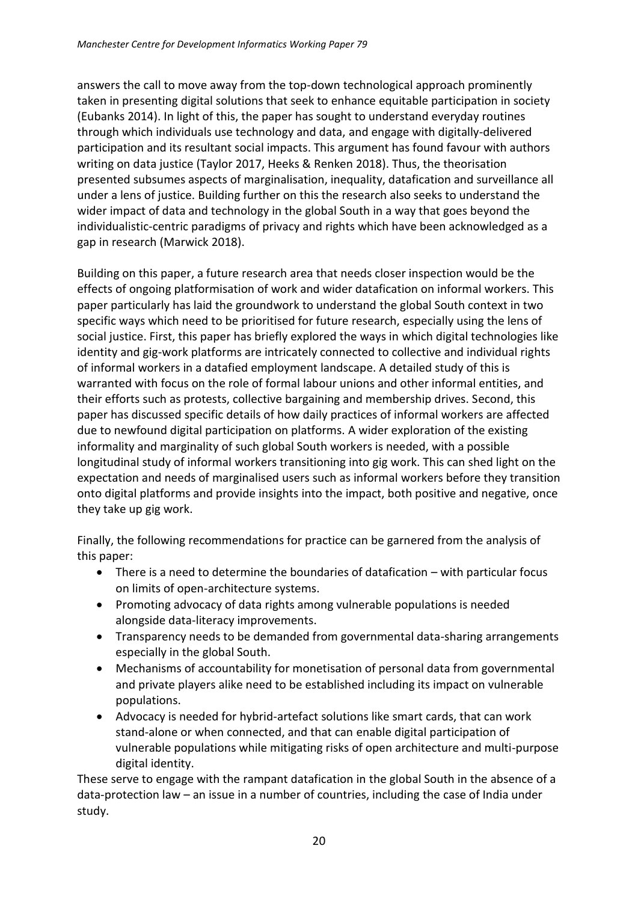answers the call to move away from the top-down technological approach prominently taken in presenting digital solutions that seek to enhance equitable participation in society (Eubanks 2014). In light of this, the paper has sought to understand everyday routines through which individuals use technology and data, and engage with digitally-delivered participation and its resultant social impacts. This argument has found favour with authors writing on data justice (Taylor 2017, Heeks & Renken 2018). Thus, the theorisation presented subsumes aspects of marginalisation, inequality, datafication and surveillance all under a lens of justice. Building further on this the research also seeks to understand the wider impact of data and technology in the global South in a way that goes beyond the individualistic-centric paradigms of privacy and rights which have been acknowledged as a gap in research (Marwick 2018).

Building on this paper, a future research area that needs closer inspection would be the effects of ongoing platformisation of work and wider datafication on informal workers. This paper particularly has laid the groundwork to understand the global South context in two specific ways which need to be prioritised for future research, especially using the lens of social justice. First, this paper has briefly explored the ways in which digital technologies like identity and gig-work platforms are intricately connected to collective and individual rights of informal workers in a datafied employment landscape. A detailed study of this is warranted with focus on the role of formal labour unions and other informal entities, and their efforts such as protests, collective bargaining and membership drives. Second, this paper has discussed specific details of how daily practices of informal workers are affected due to newfound digital participation on platforms. A wider exploration of the existing informality and marginality of such global South workers is needed, with a possible longitudinal study of informal workers transitioning into gig work. This can shed light on the expectation and needs of marginalised users such as informal workers before they transition onto digital platforms and provide insights into the impact, both positive and negative, once they take up gig work.

Finally, the following recommendations for practice can be garnered from the analysis of this paper:

- There is a need to determine the boundaries of datafication – with particular focus on limits of open-architecture systems.
- Promoting advocacy of data rights among vulnerable populations is needed alongside data-literacy improvements.
- Transparency needs to be demanded from governmental data-sharing arrangements especially in the global South.
- Mechanisms of accountability for monetisation of personal data from governmental and private players alike need to be established including its impact on vulnerable populations.
- Advocacy is needed for hybrid-artefact solutions like smart cards, that can work stand-alone or when connected, and that can enable digital participation of vulnerable populations while mitigating risks of open architecture and multi-purpose digital identity.

These serve to engage with the rampant datafication in the global South in the absence of a data-protection law – an issue in a number of countries, including the case of India under study.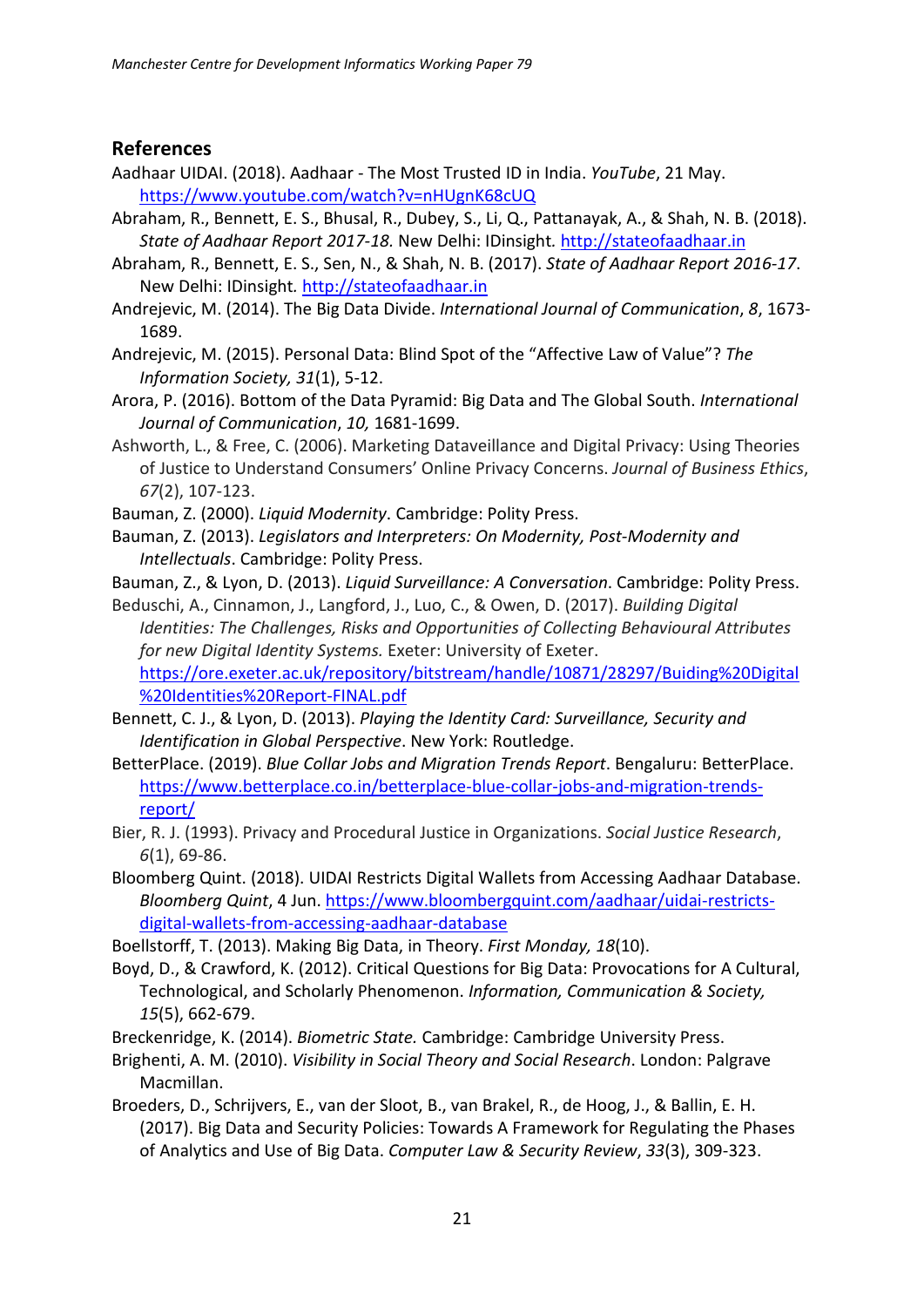## References

Aadhaar UIDAI. (2018). Aadhaar - The Most Trusted ID in India. *YouTube*, 21 May. https://www.youtube.com/watch?v=nHUgnK68cUQ

Abraham, R., Bennett, E. S., Bhusal, R., Dubey, S., Li, Q., Pattanayak, A., & Shah, N. B. (2018). *State of Aadhaar Report 2017-18.* New Delhi: IDinsight. http://stateofaadhaar.in

Abraham, R., Bennett, E. S., Sen, N., & Shah, N. B. (2017). *State of Aadhaar Report 2016-17*. New Delhi: IDinsight. http://stateofaadhaar.in

Andrejevic, M. (2014). The Big Data Divide. *International Journal of Communication*, *8*, 1673-1689.

Andrejevic, M. (2015). Personal Data: Blind Spot of the "Affective Law of Value"? *The Information Society, 31*(1), 5-12.

Arora, P. (2016). Bottom of the Data Pyramid: Big Data and The Global South. *International Journal of Communication*, *10,* 1681-1699.

Ashworth, L., & Free, C. (2006). Marketing Dataveillance and Digital Privacy: Using Theories of Justice to Understand Consumers' Online Privacy Concerns. *Journal of Business Ethics*, *67*(2), 107-123.

Bauman, Z. (2000). *Liquid Modernity*. Cambridge: Polity Press.

Bauman, Z. (2013). *Legislators and Interpreters: On Modernity, Post-Modernity and Intellectuals*. Cambridge: Polity Press.

Bauman, Z., & Lyon, D. (2013). *Liquid Surveillance: A Conversation*. Cambridge: Polity Press.

Beduschi, A., Cinnamon, J., Langford, J., Luo, C., & Owen, D. (2017). *Building Digital Identities: The Challenges, Risks and Opportunities of Collecting Behavioural Attributes for new Digital Identity Systems.* Exeter: University of Exeter. https://ore.exeter.ac.uk/repository/bitstream/handle/10871/28297/Buiding%20Digital%20Identities%20Report-FINAL.pdf

Bennett, C. J., & Lyon, D. (2013). *Playing the Identity Card: Surveillance, Security and Identification in Global Perspective*. New York: Routledge.

BetterPlace. (2019). *Blue Collar Jobs and Migration Trends Report*. Bengaluru: BetterPlace. https://www.betterplace.co.in/betterplace-blue-collar-jobs-and-migration-trends-report/

Bier, R. J. (1993). Privacy and Procedural Justice in Organizations. *Social Justice Research*, *6*(1), 69-86.

Bloomberg Quint. (2018). UIDAI Restricts Digital Wallets from Accessing Aadhaar Database. *Bloomberg Quint*, 4 Jun. https://www.bloombergquint.com/aadhaar/uidai-restricts-digital-wallets-from-accessing-aadhaar-database

Boellstorff, T. (2013). Making Big Data, in Theory. *First Monday, 18*(10).

Boyd, D., & Crawford, K. (2012). Critical Questions for Big Data: Provocations for A Cultural, Technological, and Scholarly Phenomenon. *Information, Communication & Society, 15*(5), 662-679.

Breckenridge, K. (2014). *Biometric State.* Cambridge: Cambridge University Press.

Brighenti, A. M. (2010). *Visibility in Social Theory and Social Research*. London: Palgrave Macmillan.

Broeders, D., Schrijvers, E., van der Sloot, B., van Brakel, R., de Hoog, J., & Ballin, E. H. (2017). Big Data and Security Policies: Towards A Framework for Regulating the Phases of Analytics and Use of Big Data. *Computer Law & Security Review*, *33*(3), 309-323.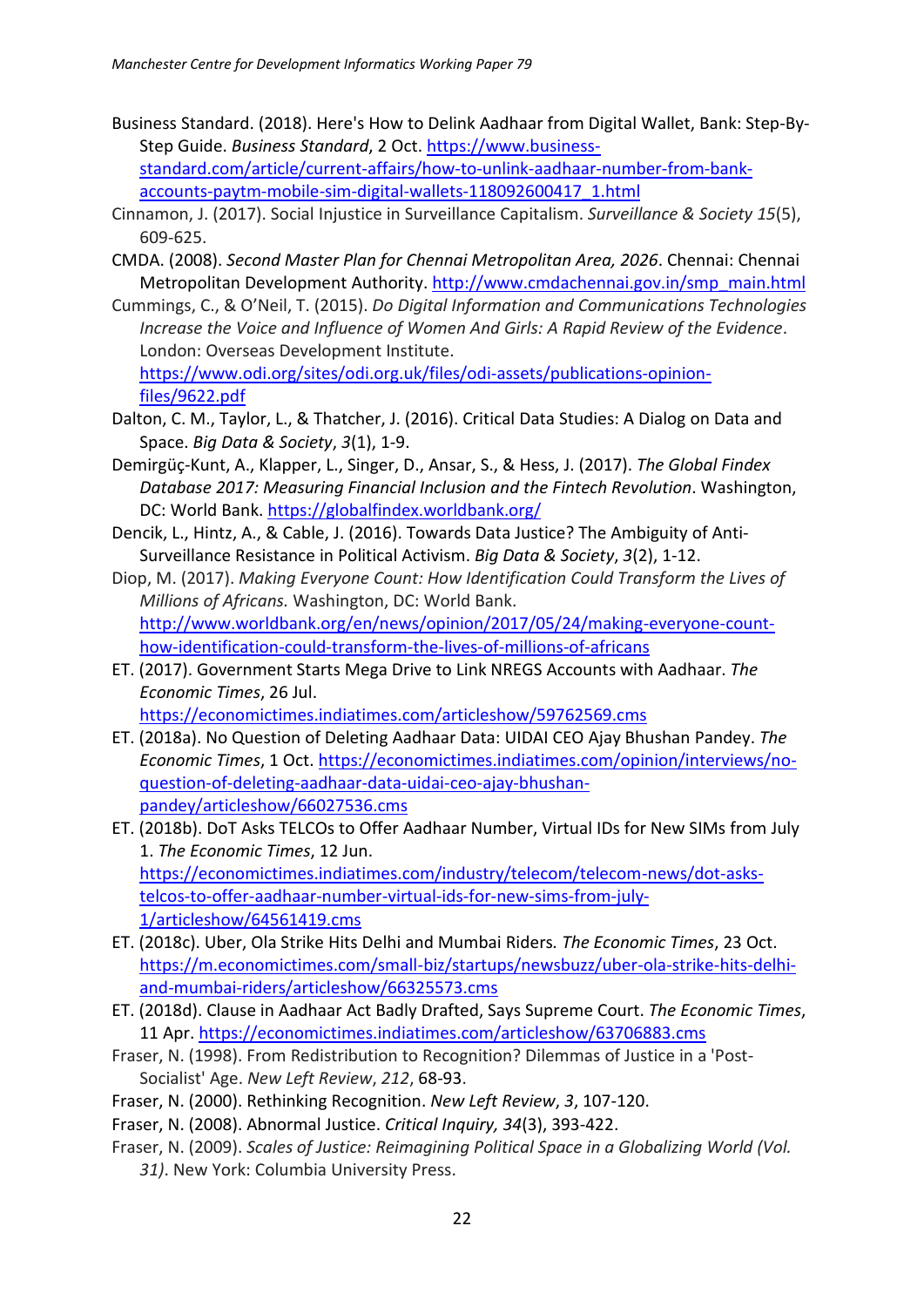Business Standard. (2018). Here's How to Delink Aadhaar from Digital Wallet, Bank: Step-By-Step Guide. *Business Standard*, 2 Oct. https://www.business-standard.com/article/current-affairs/how-to-unlink-aadhaar-number-from-bank-accounts-paytm-mobile-sim-digital-wallets-118092600417_1.html

Cinnamon, J. (2017). Social Injustice in Surveillance Capitalism. *Surveillance & Society 15*(5), 609-625.

CMDA. (2008). *Second Master Plan for Chennai Metropolitan Area, 2026*. Chennai: Chennai Metropolitan Development Authority. http://www.cmdachennai.gov.in/smp_main.html

Cummings, C., & O'Neil, T. (2015). *Do Digital Information and Communications Technologies Increase the Voice and Influence of Women And Girls: A Rapid Review of the Evidence*. London: Overseas Development Institute. https://www.odi.org/sites/odi.org.uk/files/odi-assets/publications-opinion-files/9622.pdf

Dalton, C. M., Taylor, L., & Thatcher, J. (2016). Critical Data Studies: A Dialog on Data and Space. *Big Data & Society*, *3*(1), 1-9.

Demirgüç-Kunt, A., Klapper, L., Singer, D., Ansar, S., & Hess, J. (2017). *The Global Findex Database 2017: Measuring Financial Inclusion and the Fintech Revolution*. Washington, DC: World Bank. https://globalfindex.worldbank.org/

Dencik, L., Hintz, A., & Cable, J. (2016). Towards Data Justice? The Ambiguity of Anti-Surveillance Resistance in Political Activism. *Big Data & Society*, *3*(2), 1-12.

Diop, M. (2017). *Making Everyone Count: How Identification Could Transform the Lives of Millions of Africans.* Washington, DC: World Bank. http://www.worldbank.org/en/news/opinion/2017/05/24/making-everyone-count-how-identification-could-transform-the-lives-of-millions-of-africans

ET. (2017). Government Starts Mega Drive to Link NREGS Accounts with Aadhaar. *The Economic Times*, 26 Jul. https://economictimes.indiatimes.com/articleshow/59762569.cms

ET. (2018a). No Question of Deleting Aadhaar Data: UIDAI CEO Ajay Bhushan Pandey. *The Economic Times*, 1 Oct. https://economictimes.indiatimes.com/opinion/interviews/no-question-of-deleting-aadhaar-data-uidai-ceo-ajay-bhushan-pandey/articleshow/66027536.cms

ET. (2018b). DoT Asks TELCOs to Offer Aadhaar Number, Virtual IDs for New SIMs from July 1. *The Economic Times*, 12 Jun. https://economictimes.indiatimes.com/industry/telecom/telecom-news/dot-asks-telcos-to-offer-aadhaar-number-virtual-ids-for-new-sims-from-july-1/articleshow/64561419.cms

ET. (2018c). Uber, Ola Strike Hits Delhi and Mumbai Riders*. The Economic Times*, 23 Oct. https://m.economictimes.com/small-biz/startups/newsbuzz/uber-ola-strike-hits-delhi-and-mumbai-riders/articleshow/66325573.cms

ET. (2018d). Clause in Aadhaar Act Badly Drafted, Says Supreme Court. *The Economic Times*, 11 Apr. https://economictimes.indiatimes.com/articleshow/63706883.cms

Fraser, N. (1998). From Redistribution to Recognition? Dilemmas of Justice in a 'Post-Socialist' Age. *New Left Review*, *212*, 68-93.

Fraser, N. (2000). Rethinking Recognition. *New Left Review*, *3*, 107-120.

Fraser, N. (2008). Abnormal Justice. *Critical Inquiry, 34*(3), 393-422.

Fraser, N. (2009). *Scales of Justice: Reimagining Political Space in a Globalizing World (Vol. 31)*. New York: Columbia University Press.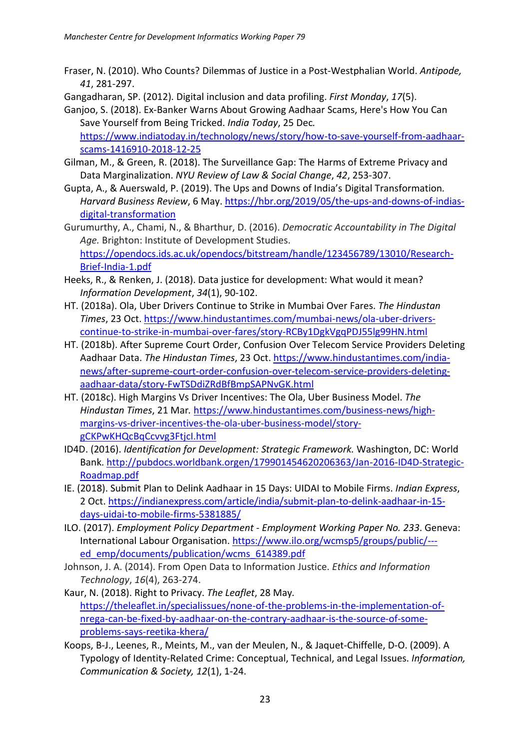Fraser, N. (2010). Who Counts? Dilemmas of Justice in a Post-Westphalian World. *Antipode, 41*, 281-297.

Gangadharan, SP. (2012). Digital inclusion and data profiling. *First Monday*, *17*(5).

Ganjoo, S. (2018). Ex-Banker Warns About Growing Aadhaar Scams, Here's How You Can Save Yourself from Being Tricked. *India Today*, 25 Dec. https://www.indiatoday.in/technology/news/story/how-to-save-yourself-from-aadhaar-scams-1416910-2018-12-25

Gilman, M., & Green, R. (2018). The Surveillance Gap: The Harms of Extreme Privacy and Data Marginalization. *NYU Review of Law & Social Change*, *42*, 253-307.

Gupta, A., & Auerswald, P. (2019). The Ups and Downs of India's Digital Transformation. *Harvard Business Review*, 6 May. https://hbr.org/2019/05/the-ups-and-downs-of-indias-digital-transformation

Gurumurthy, A., Chami, N., & Bharthur, D. (2016). *Democratic Accountability in The Digital Age.* Brighton: Institute of Development Studies. https://opendocs.ids.ac.uk/opendocs/bitstream/handle/123456789/13010/Research-Brief-India-1.pdf

Heeks, R., & Renken, J. (2018). Data justice for development: What would it mean? *Information Development*, *34*(1), 90-102.

HT. (2018a). Ola, Uber Drivers Continue to Strike in Mumbai Over Fares. *The Hindustan Times*, 23 Oct. https://www.hindustantimes.com/mumbai-news/ola-uber-drivers-continue-to-strike-in-mumbai-over-fares/story-RCBy1DgkVgqPDJ55lg99HN.html

HT. (2018b). After Supreme Court Order, Confusion Over Telecom Service Providers Deleting Aadhaar Data. *The Hindustan Times*, 23 Oct. https://www.hindustantimes.com/india-news/after-supreme-court-order-confusion-over-telecom-service-providers-deleting-aadhaar-data/story-FwTSDdiZRdBfBmpSAPNvGK.html

HT. (2018c). High Margins Vs Driver Incentives: The Ola, Uber Business Model. *The Hindustan Times*, 21 Mar. https://www.hindustantimes.com/business-news/high-margins-vs-driver-incentives-the-ola-uber-business-model/story-gCKPwKHQcBqCcvvg3FtjcI.html

ID4D. (2016). *Identification for Development: Strategic Framework.* Washington, DC: World Bank. http://pubdocs.worldbank.orgen/179901454620206363/Jan-2016-ID4D-Strategic-Roadmap.pdf

IE. (2018). Submit Plan to Delink Aadhaar in 15 Days: UIDAI to Mobile Firms. *Indian Express*, 2 Oct. https://indianexpress.com/article/india/submit-plan-to-delink-aadhaar-in-15-days-uidai-to-mobile-firms-5381885/

ILO. (2017). *Employment Policy Department - Employment Working Paper No. 233*. Geneva: International Labour Organisation. https://www.ilo.org/wcmsp5/groups/public/---ed_emp/documents/publication/wcms_614389.pdf

Johnson, J. A. (2014). From Open Data to Information Justice. *Ethics and Information Technology*, *16*(4), 263-274.

Kaur, N. (2018). Right to Privacy. *The Leaflet*, 28 May. https://theleaflet.in/specialissues/none-of-the-problems-in-the-implementation-of-nrega-can-be-fixed-by-aadhaar-on-the-contrary-aadhaar-is-the-source-of-some-problems-says-reetika-khera/

Koops, B-J., Leenes, R., Meints, M., van der Meulen, N., & Jaquet-Chiffelle, D-O. (2009). A Typology of Identity-Related Crime: Conceptual, Technical, and Legal Issues. *Information, Communication & Society, 12*(1), 1-24.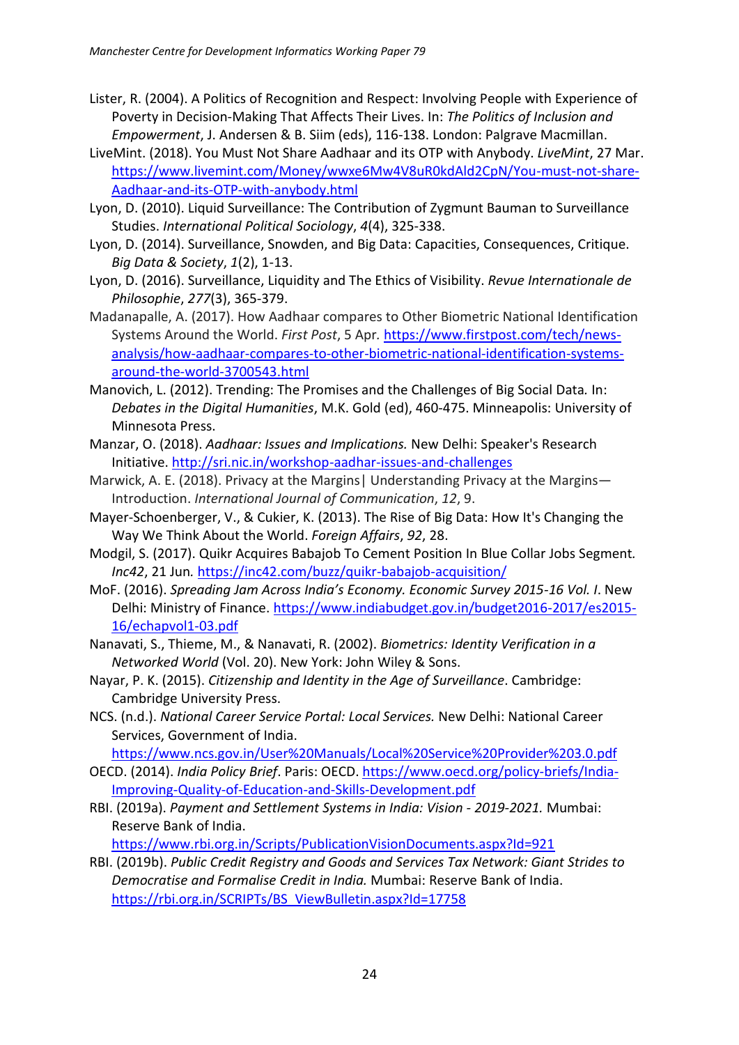Lister, R. (2004). A Politics of Recognition and Respect: Involving People with Experience of Poverty in Decision-Making That Affects Their Lives. In: *The Politics of Inclusion and Empowerment*, J. Andersen & B. Siim (eds), 116-138. London: Palgrave Macmillan.

LiveMint. (2018). You Must Not Share Aadhaar and its OTP with Anybody. *LiveMint*, 27 Mar. https://www.livemint.com/Money/wwxe6Mw4V8uR0kdAld2CpN/You-must-not-share-Aadhaar-and-its-OTP-with-anybody.html

Lyon, D. (2010). Liquid Surveillance: The Contribution of Zygmunt Bauman to Surveillance Studies. *International Political Sociology*, *4*(4), 325-338.

Lyon, D. (2014). Surveillance, Snowden, and Big Data: Capacities, Consequences, Critique. *Big Data & Society*, *1*(2), 1-13.

Lyon, D. (2016). Surveillance, Liquidity and The Ethics of Visibility. *Revue Internationale de Philosophie*, *277*(3), 365-379.

Madanapalle, A. (2017). How Aadhaar compares to Other Biometric National Identification Systems Around the World. *First Post*, 5 Apr. https://www.firstpost.com/tech/news-analysis/how-aadhaar-compares-to-other-biometric-national-identification-systems-around-the-world-3700543.html

Manovich, L. (2012). Trending: The Promises and the Challenges of Big Social Data. In: *Debates in the Digital Humanities*, M.K. Gold (ed), 460-475. Minneapolis: University of Minnesota Press.

Manzar, O. (2018). *Aadhaar: Issues and Implications.* New Delhi: Speaker's Research Initiative. http://sri.nic.in/workshop-aadhar-issues-and-challenges

Marwick, A. E. (2018). Privacy at the Margins| Understanding Privacy at the Margins—Introduction. *International Journal of Communication*, *12*, 9.

Mayer-Schoenberger, V., & Cukier, K. (2013). The Rise of Big Data: How It's Changing the Way We Think About the World. *Foreign Affairs*, *92*, 28.

Modgil, S. (2017). Quikr Acquires Babajob To Cement Position In Blue Collar Jobs Segment. *Inc42*, 21 Jun. https://inc42.com/buzz/quikr-babajob-acquisition/

MoF. (2016). *Spreading Jam Across India's Economy. Economic Survey 2015-16 Vol. I*. New Delhi: Ministry of Finance. https://www.indiabudget.gov.in/budget2016-2017/es2015-16/echapvol1-03.pdf

Nanavati, S., Thieme, M., & Nanavati, R. (2002). *Biometrics: Identity Verification in a Networked World* (Vol. 20). New York: John Wiley & Sons.

Nayar, P. K. (2015). *Citizenship and Identity in the Age of Surveillance*. Cambridge: Cambridge University Press.

NCS. (n.d.). *National Career Service Portal: Local Services.* New Delhi: National Career Services, Government of India. https://www.ncs.gov.in/User%20Manuals/Local%20Service%20Provider%203.0.pdf

OECD. (2014). *India Policy Brief*. Paris: OECD. https://www.oecd.org/policy-briefs/India-Improving-Quality-of-Education-and-Skills-Development.pdf

RBI. (2019a). *Payment and Settlement Systems in India: Vision - 2019-2021.* Mumbai: Reserve Bank of India. https://www.rbi.org.in/Scripts/PublicationVisionDocuments.aspx?Id=921

RBI. (2019b). *Public Credit Registry and Goods and Services Tax Network: Giant Strides to Democratise and Formalise Credit in India.* Mumbai: Reserve Bank of India. https://rbi.org.in/SCRIPTs/BS_ViewBulletin.aspx?Id=17758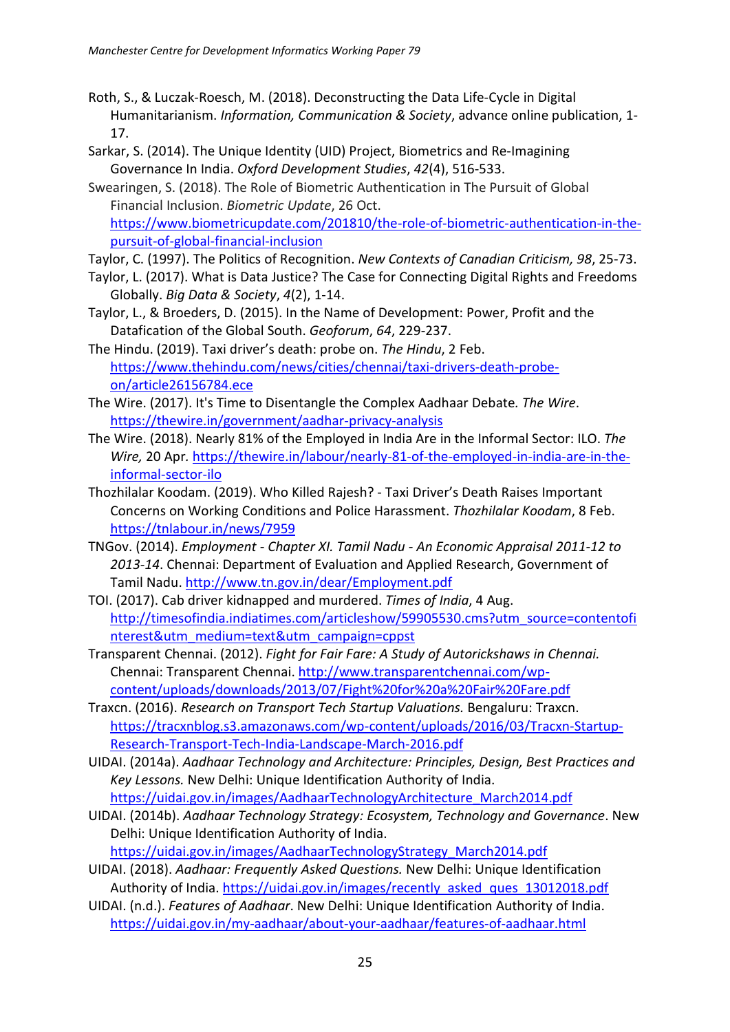Roth, S., & Luczak-Roesch, M. (2018). Deconstructing the Data Life-Cycle in Digital Humanitarianism. *Information, Communication & Society*, advance online publication, 1-17.

Sarkar, S. (2014). The Unique Identity (UID) Project, Biometrics and Re-Imagining Governance In India. *Oxford Development Studies*, *42*(4), 516-533.

Swearingen, S. (2018). The Role of Biometric Authentication in The Pursuit of Global Financial Inclusion. *Biometric Update*, 26 Oct. https://www.biometricupdate.com/201810/the-role-of-biometric-authentication-in-the-pursuit-of-global-financial-inclusion

Taylor, C. (1997). The Politics of Recognition. *New Contexts of Canadian Criticism, 98*, 25-73.

Taylor, L. (2017). What is Data Justice? The Case for Connecting Digital Rights and Freedoms Globally. *Big Data & Society*, *4*(2), 1-14.

Taylor, L., & Broeders, D. (2015). In the Name of Development: Power, Profit and the Datafication of the Global South. *Geoforum*, *64*, 229-237.

The Hindu. (2019). Taxi driver's death: probe on. *The Hindu*, 2 Feb. https://www.thehindu.com/news/cities/chennai/taxi-drivers-death-probe-on/article26156784.ece

The Wire. (2017). It's Time to Disentangle the Complex Aadhaar Debate. *The Wire*. https://thewire.in/government/aadhar-privacy-analysis

The Wire. (2018). Nearly 81% of the Employed in India Are in the Informal Sector: ILO. *The Wire,* 20 Apr. https://thewire.in/labour/nearly-81-of-the-employed-in-india-are-in-the-informal-sector-ilo

Thozhilalar Koodam. (2019). Who Killed Rajesh? - Taxi Driver's Death Raises Important Concerns on Working Conditions and Police Harassment. *Thozhilalar Koodam*, 8 Feb. https://tnlabour.in/news/7959

TNGov. (2014). *Employment - Chapter XI. Tamil Nadu - An Economic Appraisal 2011-12 to 2013-14*. Chennai: Department of Evaluation and Applied Research, Government of Tamil Nadu. http://www.tn.gov.in/dear/Employment.pdf

TOI. (2017). Cab driver kidnapped and murdered. *Times of India*, 4 Aug. http://timesofindia.indiatimes.com/articleshow/59905530.cms?utm_source=contentofinterest&utm_medium=text&utm_campaign=cppst

Transparent Chennai. (2012). *Fight for Fair Fare: A Study of Autorickshaws in Chennai.* Chennai: Transparent Chennai. http://www.transparentchennai.com/wp-content/uploads/downloads/2013/07/Fight%20for%20a%20Fair%20Fare.pdf

Traxcn. (2016). *Research on Transport Tech Startup Valuations.* Bengaluru: Traxcn. https://tracxnblog.s3.amazonaws.com/wp-content/uploads/2016/03/Tracxn-Startup-Research-Transport-Tech-India-Landscape-March-2016.pdf

UIDAI. (2014a). *Aadhaar Technology and Architecture: Principles, Design, Best Practices and Key Lessons.* New Delhi: Unique Identification Authority of India. https://uidai.gov.in/images/AadhaarTechnologyArchitecture_March2014.pdf

UIDAI. (2014b). *Aadhaar Technology Strategy: Ecosystem, Technology and Governance*. New Delhi: Unique Identification Authority of India. https://uidai.gov.in/images/AadhaarTechnologyStrategy_March2014.pdf

UIDAI. (2018). *Aadhaar: Frequently Asked Questions.* New Delhi: Unique Identification Authority of India. https://uidai.gov.in/images/recently_asked_ques_13012018.pdf

UIDAI. (n.d.). *Features of Aadhaar*. New Delhi: Unique Identification Authority of India. https://uidai.gov.in/my-aadhaar/about-your-aadhaar/features-of-aadhaar.html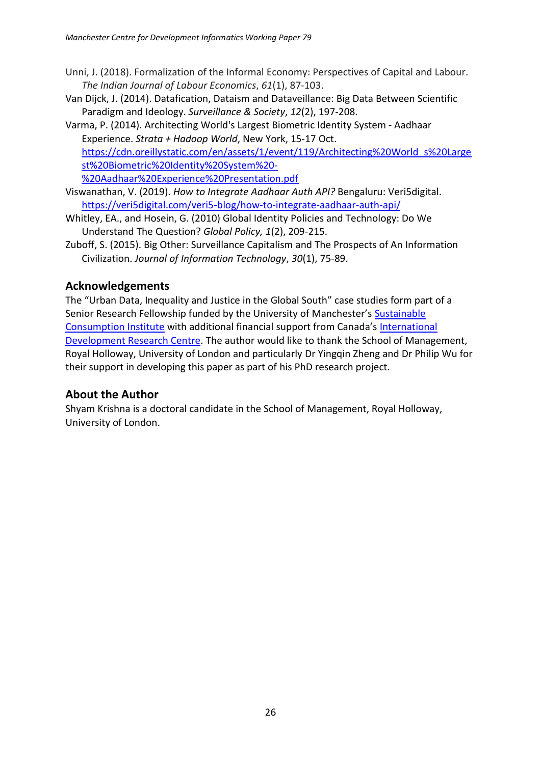Unni, J. (2018). Formalization of the Informal Economy: Perspectives of Capital and Labour. *The Indian Journal of Labour Economics*, *61*(1), 87-103.

Van Dijck, J. (2014). Datafication, Dataism and Dataveillance: Big Data Between Scientific Paradigm and Ideology. *Surveillance & Society*, *12*(2), 197-208.

Varma, P. (2014). Architecting World's Largest Biometric Identity System - Aadhaar Experience. *Strata + Hadoop World*, New York, 15-17 Oct. https://cdn.oreillystatic.com/en/assets/1/event/119/Architecting%20World_s%20Largest%20Biometric%20Identity%20System%20-%20Aadhaar%20Experience%20Presentation.pdf

Viswanathan, V. (2019). *How to Integrate Aadhaar Auth API?* Bengaluru: Veri5digital. https://veri5digital.com/veri5-blog/how-to-integrate-aadhaar-auth-api/

Whitley, EA., and Hosein, G. (2010) Global Identity Policies and Technology: Do We Understand The Question? *Global Policy, 1*(2), 209-215.

Zuboff, S. (2015). Big Other: Surveillance Capitalism and The Prospects of An Information Civilization. *Journal of Information Technology*, *30*(1), 75-89.

## Acknowledgements

The "Urban Data, Inequality and Justice in the Global South" case studies form part of a Senior Research Fellowship funded by the University of Manchester's Sustainable Consumption Institute with additional financial support from Canada's International Development Research Centre. The author would like to thank the School of Management, Royal Holloway, University of London and particularly Dr Yingqin Zheng and Dr Philip Wu for their support in developing this paper as part of his PhD research project.

## About the Author

Shyam Krishna is a doctoral candidate in the School of Management, Royal Holloway, University of London.